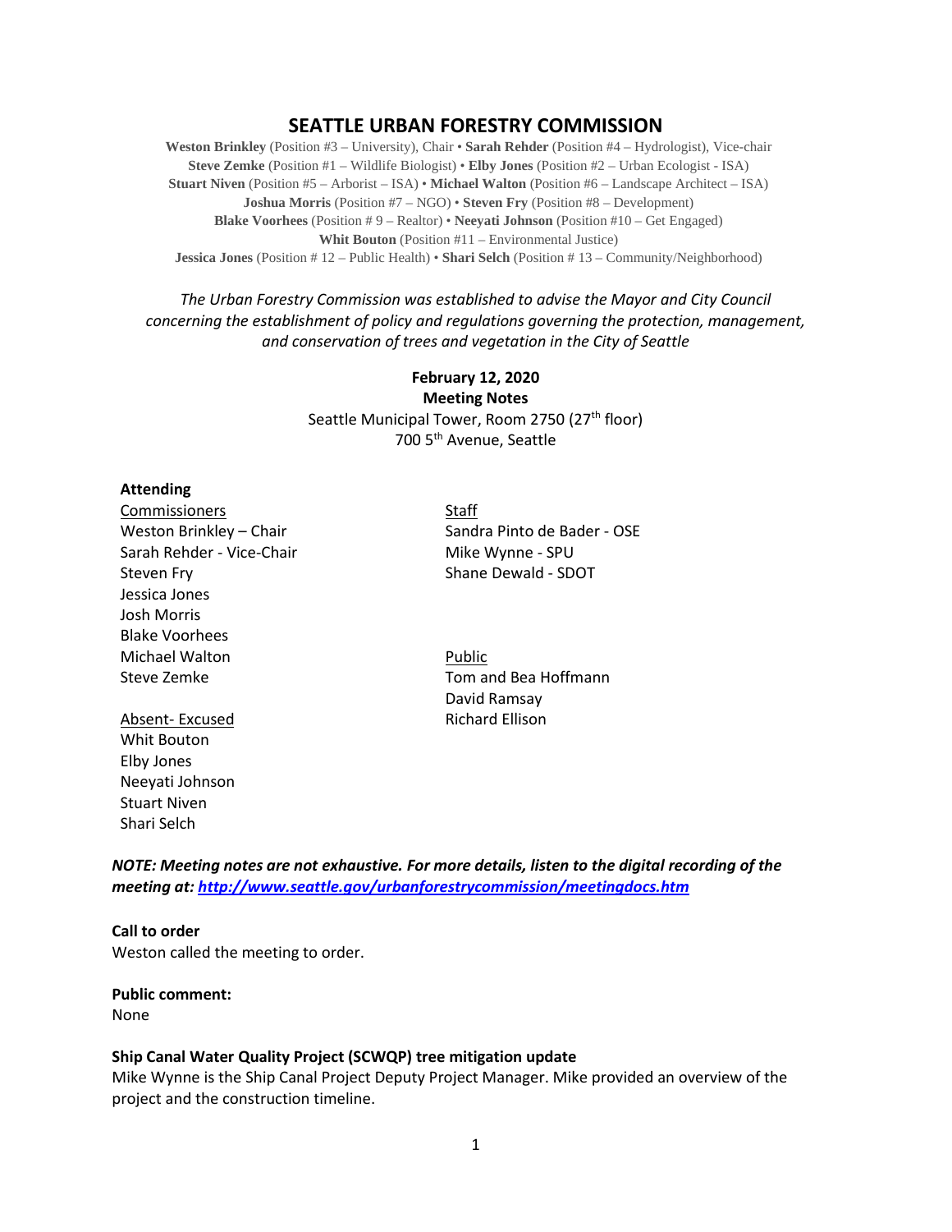# SEATTLE URBAN FORESTRY COMMISSION

**Weston Brinkley** (Position #3 – University), Chair • **Sarah Rehder** (Position #4 – Hydrologist), Vice-chair
**Steve Zemke** (Position #1 – Wildlife Biologist) • **Elby Jones** (Position #2 – Urban Ecologist - ISA)
**Stuart Niven** (Position #5 – Arborist – ISA) • **Michael Walton** (Position #6 – Landscape Architect – ISA)
**Joshua Morris** (Position #7 – NGO) • **Steven Fry** (Position #8 – Development)
**Blake Voorhees** (Position # 9 – Realtor) • **Neeyati Johnson** (Position #10 – Get Engaged)
**Whit Bouton** (Position #11 – Environmental Justice)
**Jessica Jones** (Position # 12 – Public Health) • **Shari Selch** (Position # 13 – Community/Neighborhood)

*The Urban Forestry Commission was established to advise the Mayor and City Council concerning the establishment of policy and regulations governing the protection, management, and conservation of trees and vegetation in the City of Seattle*

**February 12, 2020**
**Meeting Notes**
Seattle Municipal Tower, Room 2750 (27th floor)
700 5th Avenue, Seattle

**Attending**

Commissioners
Weston Brinkley – Chair
Sarah Rehder - Vice-Chair
Steven Fry
Jessica Jones
Josh Morris
Blake Voorhees
Michael Walton
Steve Zemke

Absent- Excused
Whit Bouton
Elby Jones
Neeyati Johnson
Stuart Niven
Shari Selch

Staff
Sandra Pinto de Bader - OSE
Mike Wynne - SPU
Shane Dewald - SDOT

Public
Tom and Bea Hoffmann
David Ramsay
Richard Ellison

***NOTE: Meeting notes are not exhaustive. For more details, listen to the digital recording of the meeting at: http://www.seattle.gov/urbanforestrycommission/meetingdocs.htm***

**Call to order**
Weston called the meeting to order.

**Public comment:**
None

**Ship Canal Water Quality Project (SCWQP) tree mitigation update**
Mike Wynne is the Ship Canal Project Deputy Project Manager. Mike provided an overview of the project and the construction timeline.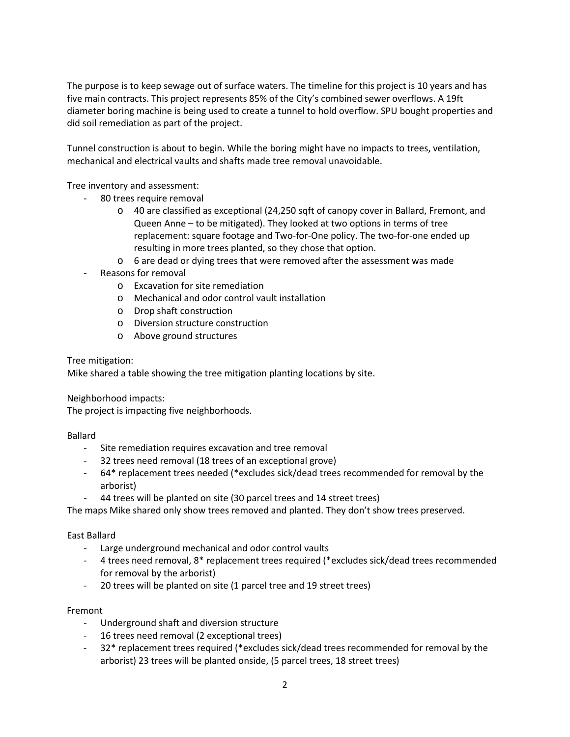The purpose is to keep sewage out of surface waters. The timeline for this project is 10 years and has five main contracts. This project represents 85% of the City's combined sewer overflows. A 19ft diameter boring machine is being used to create a tunnel to hold overflow. SPU bought properties and did soil remediation as part of the project.

Tunnel construction is about to begin. While the boring might have no impacts to trees, ventilation, mechanical and electrical vaults and shafts made tree removal unavoidable.

Tree inventory and assessment:

- 80 trees require removal
  - 40 are classified as exceptional (24,250 sqft of canopy cover in Ballard, Fremont, and Queen Anne – to be mitigated). They looked at two options in terms of tree replacement: square footage and Two-for-One policy. The two-for-one ended up resulting in more trees planted, so they chose that option.
  - 6 are dead or dying trees that were removed after the assessment was made
- Reasons for removal
  - Excavation for site remediation
  - Mechanical and odor control vault installation
  - Drop shaft construction
  - Diversion structure construction
  - Above ground structures

Tree mitigation:
Mike shared a table showing the tree mitigation planting locations by site.

Neighborhood impacts:
The project is impacting five neighborhoods.

Ballard

- Site remediation requires excavation and tree removal
- 32 trees need removal (18 trees of an exceptional grove)
- 64* replacement trees needed (*excludes sick/dead trees recommended for removal by the arborist)
- 44 trees will be planted on site (30 parcel trees and 14 street trees)

The maps Mike shared only show trees removed and planted. They don't show trees preserved.

East Ballard

- Large underground mechanical and odor control vaults
- 4 trees need removal, 8* replacement trees required (*excludes sick/dead trees recommended for removal by the arborist)
- 20 trees will be planted on site (1 parcel tree and 19 street trees)

Fremont

- Underground shaft and diversion structure
- 16 trees need removal (2 exceptional trees)
- 32* replacement trees required (*excludes sick/dead trees recommended for removal by the arborist) 23 trees will be planted onside, (5 parcel trees, 18 street trees)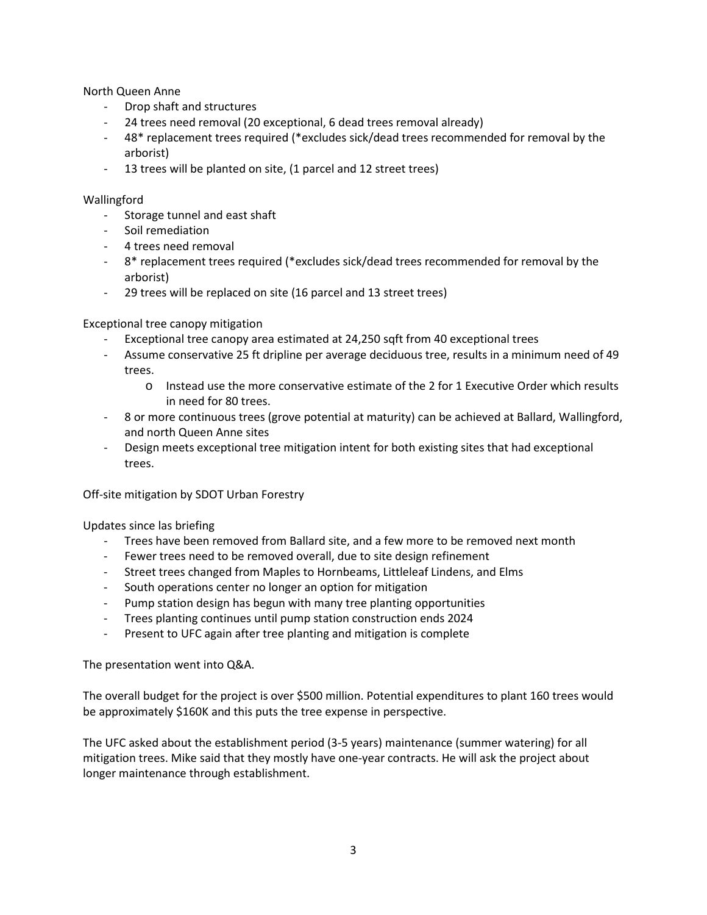North Queen Anne

- Drop shaft and structures
- 24 trees need removal (20 exceptional, 6 dead trees removal already)
- 48* replacement trees required (*excludes sick/dead trees recommended for removal by the arborist)
- 13 trees will be planted on site, (1 parcel and 12 street trees)

Wallingford

- Storage tunnel and east shaft
- Soil remediation
- 4 trees need removal
- 8* replacement trees required (*excludes sick/dead trees recommended for removal by the arborist)
- 29 trees will be replaced on site (16 parcel and 13 street trees)

Exceptional tree canopy mitigation

- Exceptional tree canopy area estimated at 24,250 sqft from 40 exceptional trees
- Assume conservative 25 ft dripline per average deciduous tree, results in a minimum need of 49 trees.
  - Instead use the more conservative estimate of the 2 for 1 Executive Order which results in need for 80 trees.
- 8 or more continuous trees (grove potential at maturity) can be achieved at Ballard, Wallingford, and north Queen Anne sites
- Design meets exceptional tree mitigation intent for both existing sites that had exceptional trees.

Off-site mitigation by SDOT Urban Forestry

Updates since las briefing

- Trees have been removed from Ballard site, and a few more to be removed next month
- Fewer trees need to be removed overall, due to site design refinement
- Street trees changed from Maples to Hornbeams, Littleleaf Lindens, and Elms
- South operations center no longer an option for mitigation
- Pump station design has begun with many tree planting opportunities
- Trees planting continues until pump station construction ends 2024
- Present to UFC again after tree planting and mitigation is complete

The presentation went into Q&A.

The overall budget for the project is over $500 million. Potential expenditures to plant 160 trees would be approximately $160K and this puts the tree expense in perspective.

The UFC asked about the establishment period (3-5 years) maintenance (summer watering) for all mitigation trees. Mike said that they mostly have one-year contracts. He will ask the project about longer maintenance through establishment.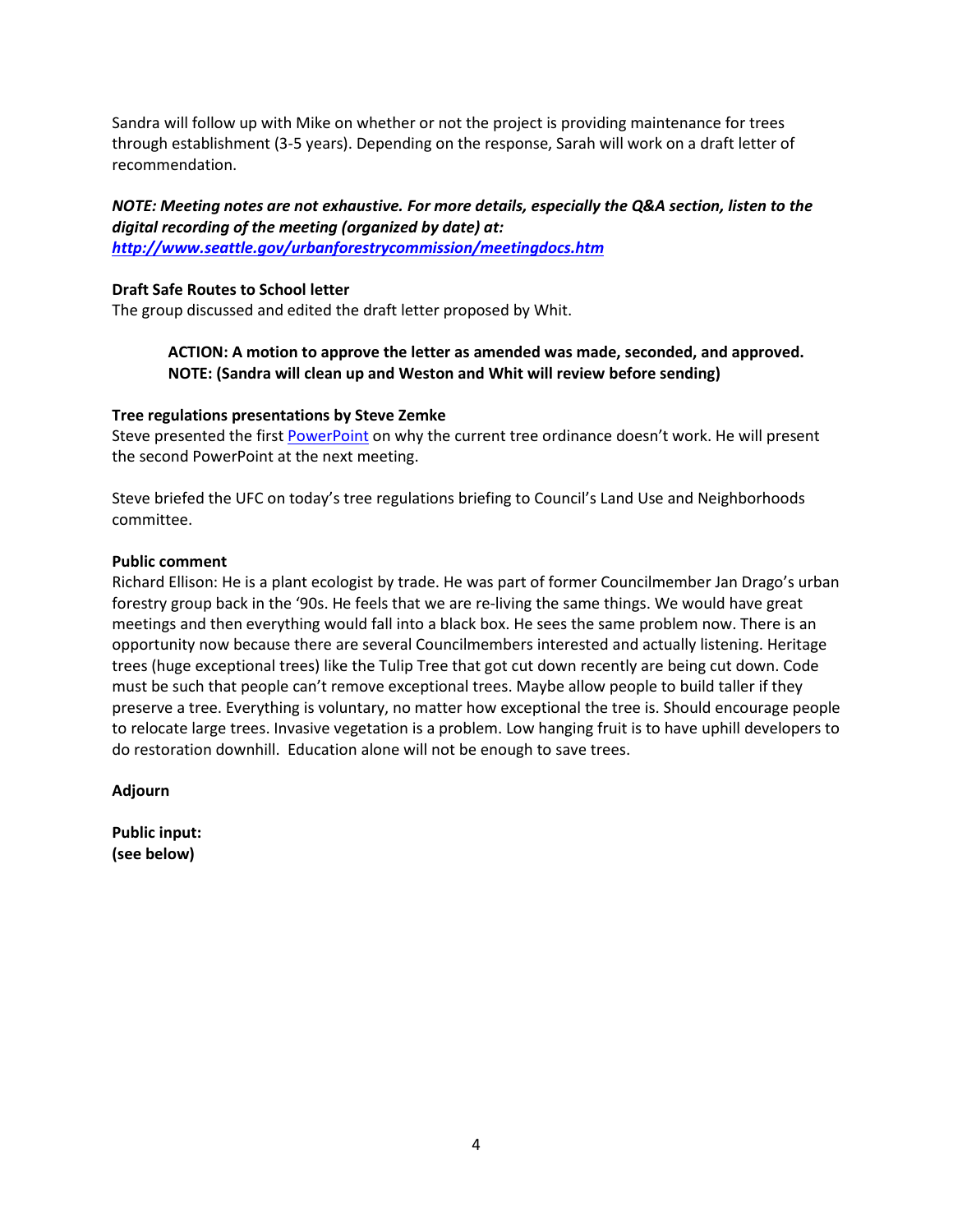Sandra will follow up with Mike on whether or not the project is providing maintenance for trees through establishment (3-5 years). Depending on the response, Sarah will work on a draft letter of recommendation.

***NOTE: Meeting notes are not exhaustive. For more details, especially the Q&A section, listen to the digital recording of the meeting (organized by date) at:***
***[http://www.seattle.gov/urbanforestrycommission/meetingdocs.htm](http://www.seattle.gov/urbanforestrycommission/meetingdocs.htm)***

**Draft Safe Routes to School letter**
The group discussed and edited the draft letter proposed by Whit.

> **ACTION: A motion to approve the letter as amended was made, seconded, and approved.**
> **NOTE: (Sandra will clean up and Weston and Whit will review before sending)**

**Tree regulations presentations by Steve Zemke**
Steve presented the first PowerPoint on why the current tree ordinance doesn't work. He will present the second PowerPoint at the next meeting.

Steve briefed the UFC on today's tree regulations briefing to Council's Land Use and Neighborhoods committee.

**Public comment**
Richard Ellison: He is a plant ecologist by trade. He was part of former Councilmember Jan Drago's urban forestry group back in the '90s. He feels that we are re-living the same things. We would have great meetings and then everything would fall into a black box. He sees the same problem now. There is an opportunity now because there are several Councilmembers interested and actually listening. Heritage trees (huge exceptional trees) like the Tulip Tree that got cut down recently are being cut down. Code must be such that people can't remove exceptional trees. Maybe allow people to build taller if they preserve a tree. Everything is voluntary, no matter how exceptional the tree is. Should encourage people to relocate large trees. Invasive vegetation is a problem. Low hanging fruit is to have uphill developers to do restoration downhill. Education alone will not be enough to save trees.

**Adjourn**

**Public input:**
**(see below)**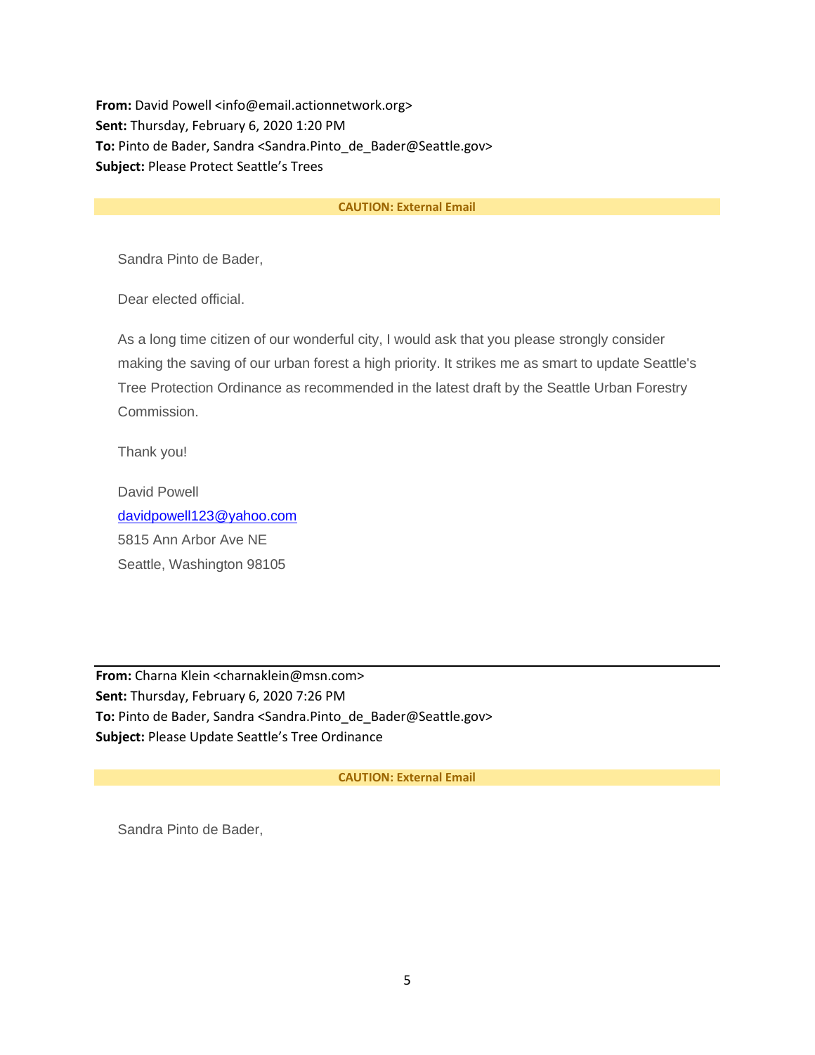**From:** David Powell <info@email.actionnetwork.org>
**Sent:** Thursday, February 6, 2020 1:20 PM
**To:** Pinto de Bader, Sandra <Sandra.Pinto_de_Bader@Seattle.gov>
**Subject:** Please Protect Seattle's Trees

**CAUTION: External Email**

Sandra Pinto de Bader,

Dear elected official.

As a long time citizen of our wonderful city, I would ask that you please strongly consider making the saving of our urban forest a high priority. It strikes me as smart to update Seattle's Tree Protection Ordinance as recommended in the latest draft by the Seattle Urban Forestry Commission.

Thank you!

David Powell
davidpowell123@yahoo.com
5815 Ann Arbor Ave NE
Seattle, Washington 98105

---

**From:** Charna Klein <charnaklein@msn.com>
**Sent:** Thursday, February 6, 2020 7:26 PM
**To:** Pinto de Bader, Sandra <Sandra.Pinto_de_Bader@Seattle.gov>
**Subject:** Please Update Seattle's Tree Ordinance

**CAUTION: External Email**

Sandra Pinto de Bader,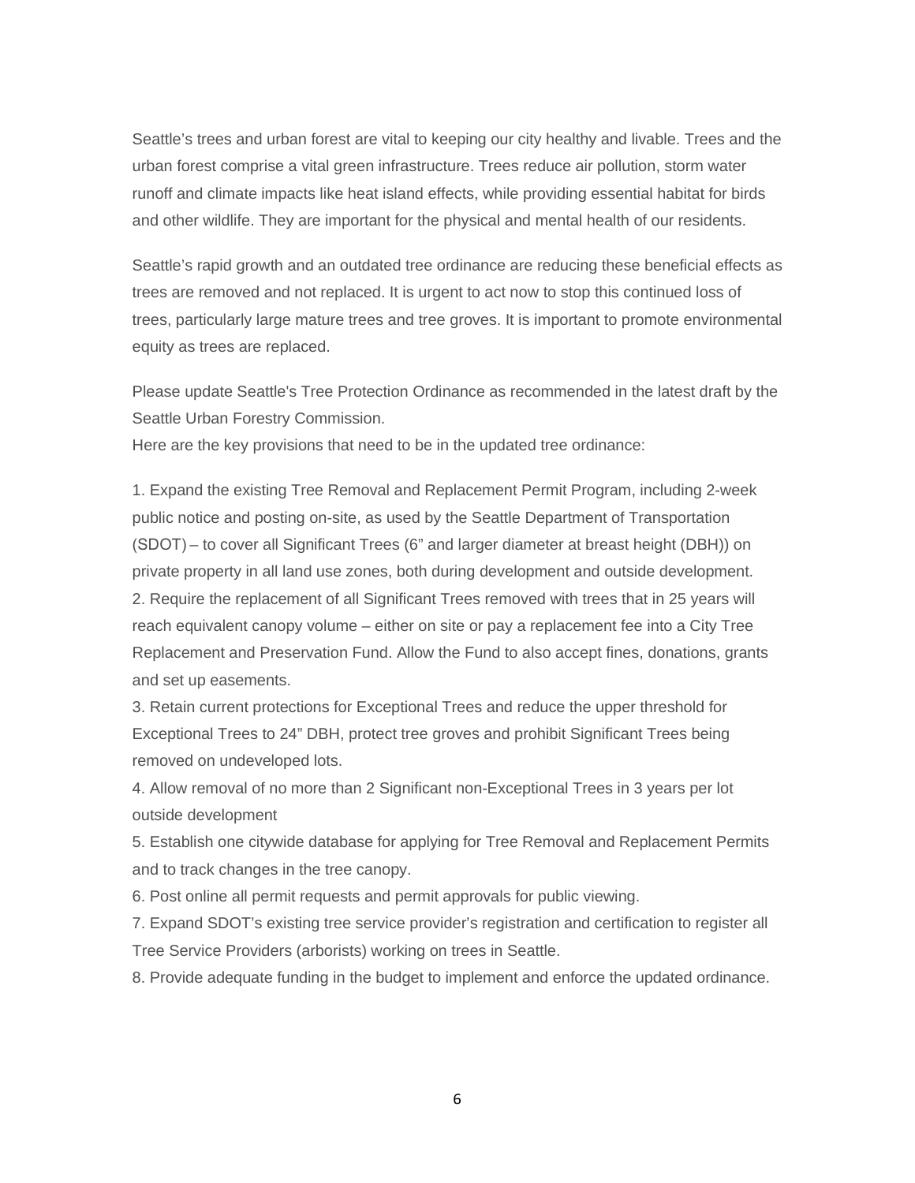Seattle's trees and urban forest are vital to keeping our city healthy and livable. Trees and the urban forest comprise a vital green infrastructure. Trees reduce air pollution, storm water runoff and climate impacts like heat island effects, while providing essential habitat for birds and other wildlife. They are important for the physical and mental health of our residents.

Seattle's rapid growth and an outdated tree ordinance are reducing these beneficial effects as trees are removed and not replaced. It is urgent to act now to stop this continued loss of trees, particularly large mature trees and tree groves. It is important to promote environmental equity as trees are replaced.

Please update Seattle's Tree Protection Ordinance as recommended in the latest draft by the Seattle Urban Forestry Commission.
Here are the key provisions that need to be in the updated tree ordinance:

1. Expand the existing Tree Removal and Replacement Permit Program, including 2-week public notice and posting on-site, as used by the Seattle Department of Transportation (SDOT) – to cover all Significant Trees (6" and larger diameter at breast height (DBH)) on private property in all land use zones, both during development and outside development.
2. Require the replacement of all Significant Trees removed with trees that in 25 years will reach equivalent canopy volume – either on site or pay a replacement fee into a City Tree Replacement and Preservation Fund. Allow the Fund to also accept fines, donations, grants and set up easements.
3. Retain current protections for Exceptional Trees and reduce the upper threshold for Exceptional Trees to 24" DBH, protect tree groves and prohibit Significant Trees being removed on undeveloped lots.
4. Allow removal of no more than 2 Significant non-Exceptional Trees in 3 years per lot outside development
5. Establish one citywide database for applying for Tree Removal and Replacement Permits and to track changes in the tree canopy.
6. Post online all permit requests and permit approvals for public viewing.
7. Expand SDOT's existing tree service provider's registration and certification to register all Tree Service Providers (arborists) working on trees in Seattle.
8. Provide adequate funding in the budget to implement and enforce the updated ordinance.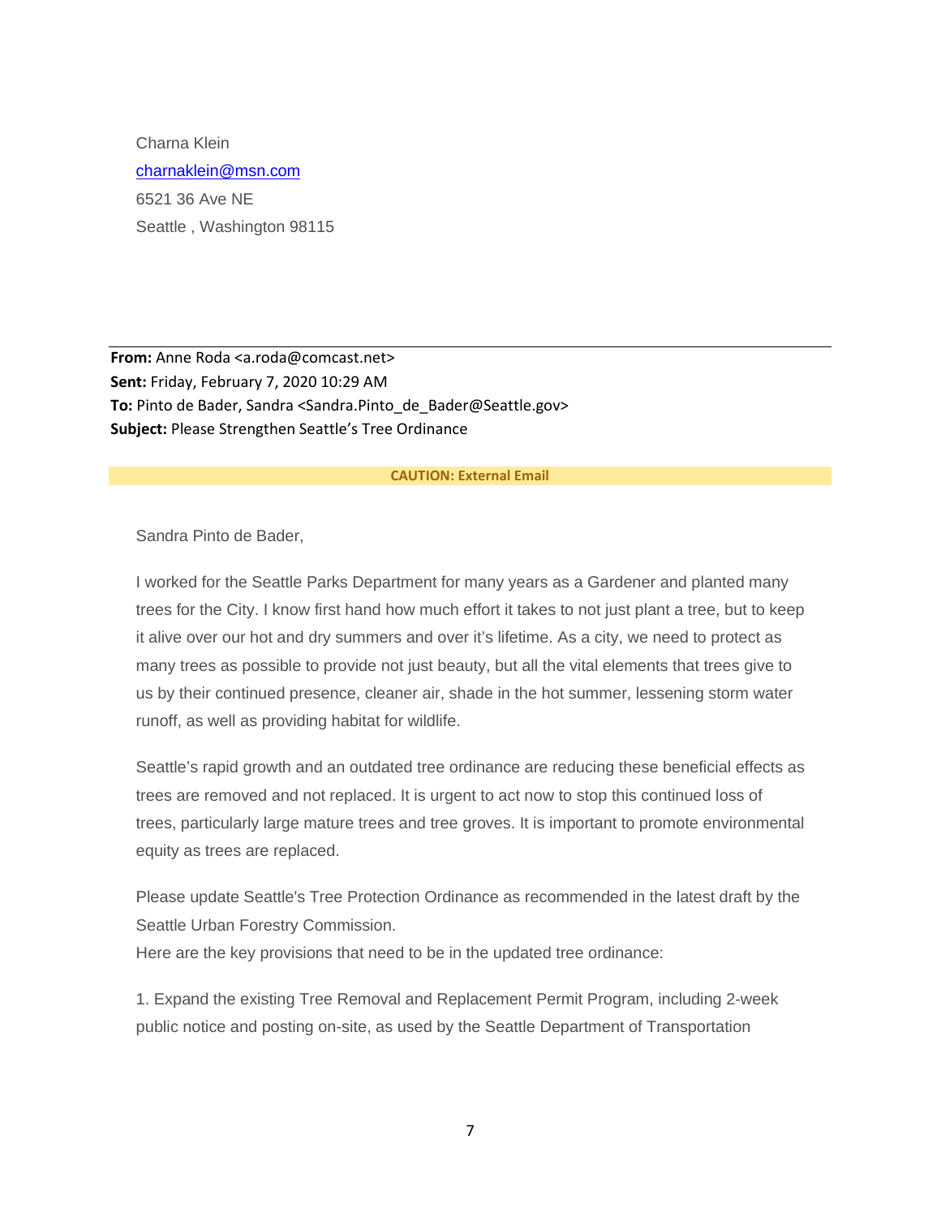Charna Klein
charnaklein@msn.com
6521 36 Ave NE
Seattle , Washington 98115

---

**From:** Anne Roda <a.roda@comcast.net>
**Sent:** Friday, February 7, 2020 10:29 AM
**To:** Pinto de Bader, Sandra <Sandra.Pinto_de_Bader@Seattle.gov>
**Subject:** Please Strengthen Seattle's Tree Ordinance

**CAUTION: External Email**

Sandra Pinto de Bader,

I worked for the Seattle Parks Department for many years as a Gardener and planted many trees for the City. I know first hand how much effort it takes to not just plant a tree, but to keep it alive over our hot and dry summers and over it's lifetime. As a city, we need to protect as many trees as possible to provide not just beauty, but all the vital elements that trees give to us by their continued presence, cleaner air, shade in the hot summer, lessening storm water runoff, as well as providing habitat for wildlife.

Seattle's rapid growth and an outdated tree ordinance are reducing these beneficial effects as trees are removed and not replaced. It is urgent to act now to stop this continued loss of trees, particularly large mature trees and tree groves. It is important to promote environmental equity as trees are replaced.

Please update Seattle's Tree Protection Ordinance as recommended in the latest draft by the Seattle Urban Forestry Commission.
Here are the key provisions that need to be in the updated tree ordinance:

1. Expand the existing Tree Removal and Replacement Permit Program, including 2-week public notice and posting on-site, as used by the Seattle Department of Transportation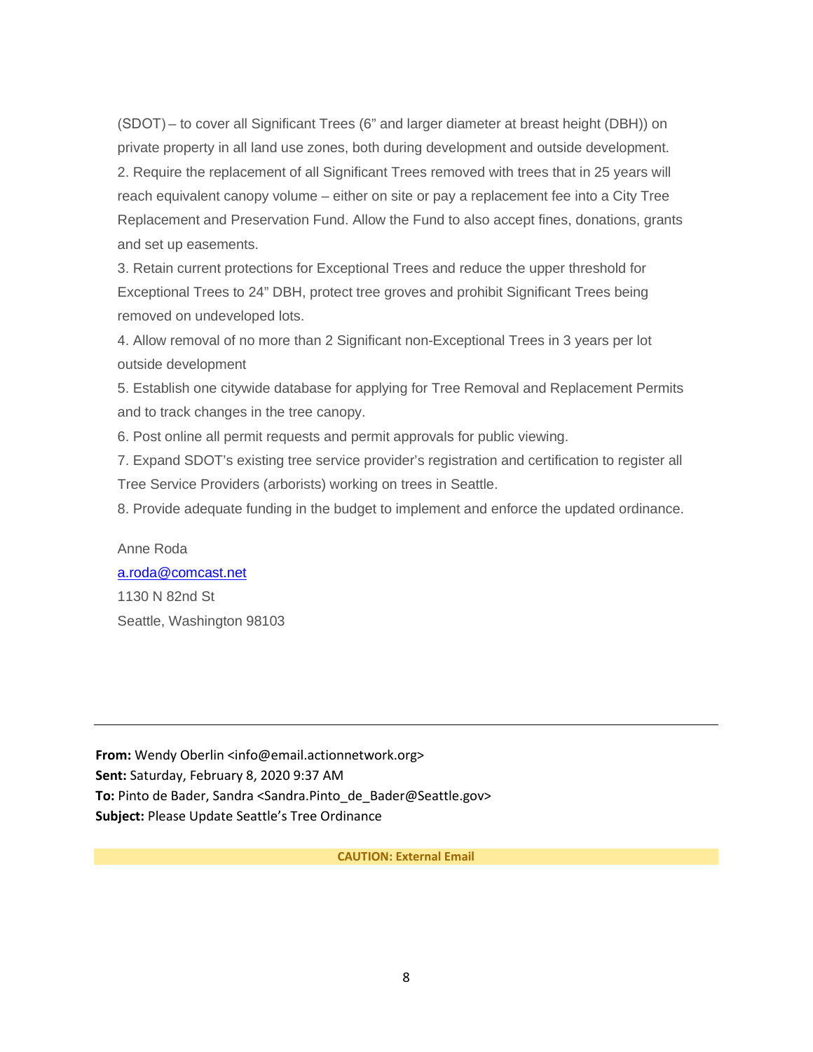(SDOT) – to cover all Significant Trees (6" and larger diameter at breast height (DBH)) on private property in all land use zones, both during development and outside development.
2. Require the replacement of all Significant Trees removed with trees that in 25 years will reach equivalent canopy volume – either on site or pay a replacement fee into a City Tree Replacement and Preservation Fund. Allow the Fund to also accept fines, donations, grants and set up easements.
3. Retain current protections for Exceptional Trees and reduce the upper threshold for Exceptional Trees to 24" DBH, protect tree groves and prohibit Significant Trees being removed on undeveloped lots.
4. Allow removal of no more than 2 Significant non-Exceptional Trees in 3 years per lot outside development
5. Establish one citywide database for applying for Tree Removal and Replacement Permits and to track changes in the tree canopy.
6. Post online all permit requests and permit approvals for public viewing.
7. Expand SDOT's existing tree service provider's registration and certification to register all Tree Service Providers (arborists) working on trees in Seattle.
8. Provide adequate funding in the budget to implement and enforce the updated ordinance.

Anne Roda
a.roda@comcast.net
1130 N 82nd St
Seattle, Washington 98103

---

**From:** Wendy Oberlin <info@email.actionnetwork.org>
**Sent:** Saturday, February 8, 2020 9:37 AM
**To:** Pinto de Bader, Sandra <Sandra.Pinto_de_Bader@Seattle.gov>
**Subject:** Please Update Seattle's Tree Ordinance

**CAUTION: External Email**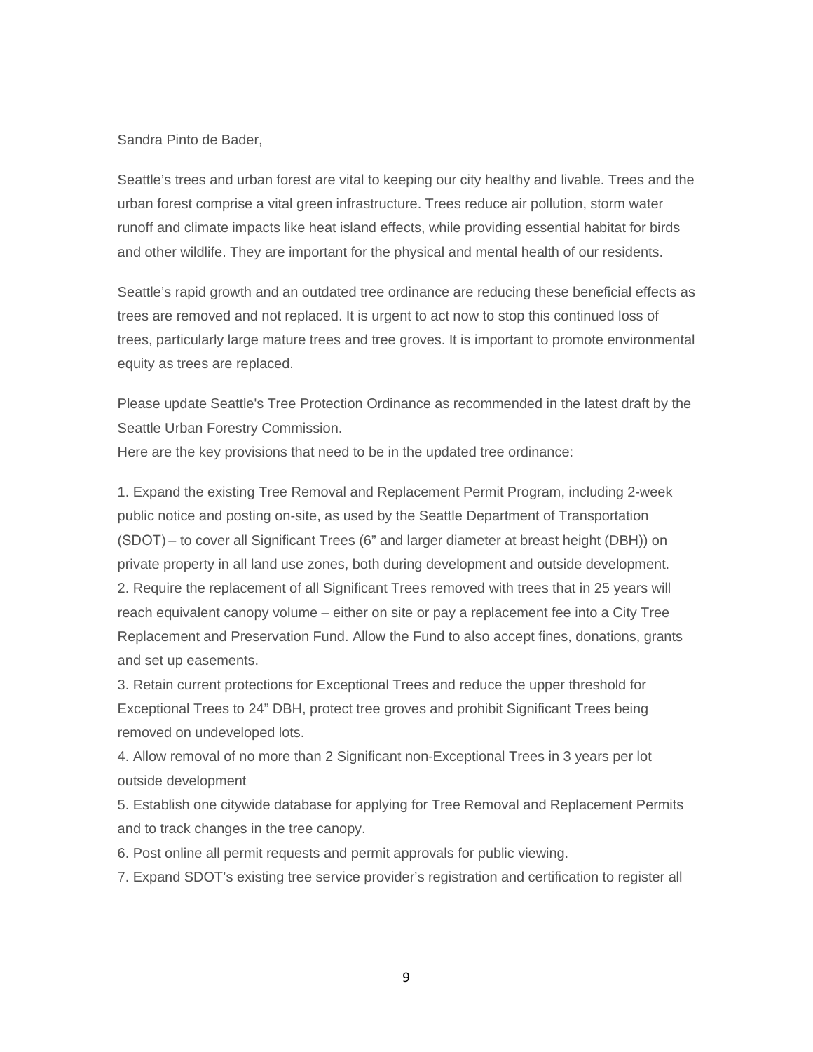Sandra Pinto de Bader,

Seattle's trees and urban forest are vital to keeping our city healthy and livable. Trees and the urban forest comprise a vital green infrastructure. Trees reduce air pollution, storm water runoff and climate impacts like heat island effects, while providing essential habitat for birds and other wildlife. They are important for the physical and mental health of our residents.

Seattle's rapid growth and an outdated tree ordinance are reducing these beneficial effects as trees are removed and not replaced. It is urgent to act now to stop this continued loss of trees, particularly large mature trees and tree groves. It is important to promote environmental equity as trees are replaced.

Please update Seattle's Tree Protection Ordinance as recommended in the latest draft by the Seattle Urban Forestry Commission.
Here are the key provisions that need to be in the updated tree ordinance:

1. Expand the existing Tree Removal and Replacement Permit Program, including 2-week public notice and posting on-site, as used by the Seattle Department of Transportation (SDOT) – to cover all Significant Trees (6" and larger diameter at breast height (DBH)) on private property in all land use zones, both during development and outside development.
2. Require the replacement of all Significant Trees removed with trees that in 25 years will reach equivalent canopy volume – either on site or pay a replacement fee into a City Tree Replacement and Preservation Fund. Allow the Fund to also accept fines, donations, grants and set up easements.
3. Retain current protections for Exceptional Trees and reduce the upper threshold for Exceptional Trees to 24" DBH, protect tree groves and prohibit Significant Trees being removed on undeveloped lots.
4. Allow removal of no more than 2 Significant non-Exceptional Trees in 3 years per lot outside development
5. Establish one citywide database for applying for Tree Removal and Replacement Permits and to track changes in the tree canopy.
6. Post online all permit requests and permit approvals for public viewing.
7. Expand SDOT's existing tree service provider's registration and certification to register all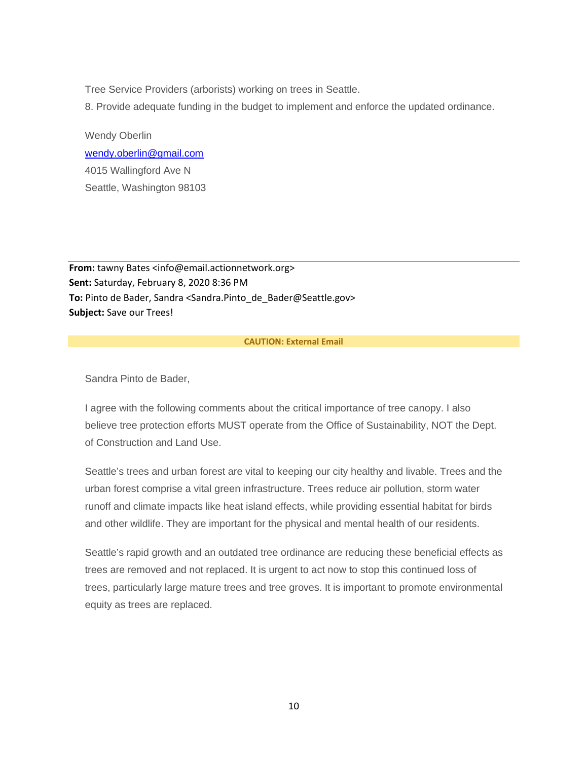Tree Service Providers (arborists) working on trees in Seattle.

8. Provide adequate funding in the budget to implement and enforce the updated ordinance.

Wendy Oberlin  
wendy.oberlin@gmail.com  
4015 Wallingford Ave N  
Seattle, Washington 98103

---

**From:** tawny Bates <info@email.actionnetwork.org>  
**Sent:** Saturday, February 8, 2020 8:36 PM  
**To:** Pinto de Bader, Sandra <Sandra.Pinto_de_Bader@Seattle.gov>  
**Subject:** Save our Trees!

**CAUTION: External Email**

Sandra Pinto de Bader,

I agree with the following comments about the critical importance of tree canopy. I also believe tree protection efforts MUST operate from the Office of Sustainability, NOT the Dept. of Construction and Land Use.

Seattle's trees and urban forest are vital to keeping our city healthy and livable. Trees and the urban forest comprise a vital green infrastructure. Trees reduce air pollution, storm water runoff and climate impacts like heat island effects, while providing essential habitat for birds and other wildlife. They are important for the physical and mental health of our residents.

Seattle's rapid growth and an outdated tree ordinance are reducing these beneficial effects as trees are removed and not replaced. It is urgent to act now to stop this continued loss of trees, particularly large mature trees and tree groves. It is important to promote environmental equity as trees are replaced.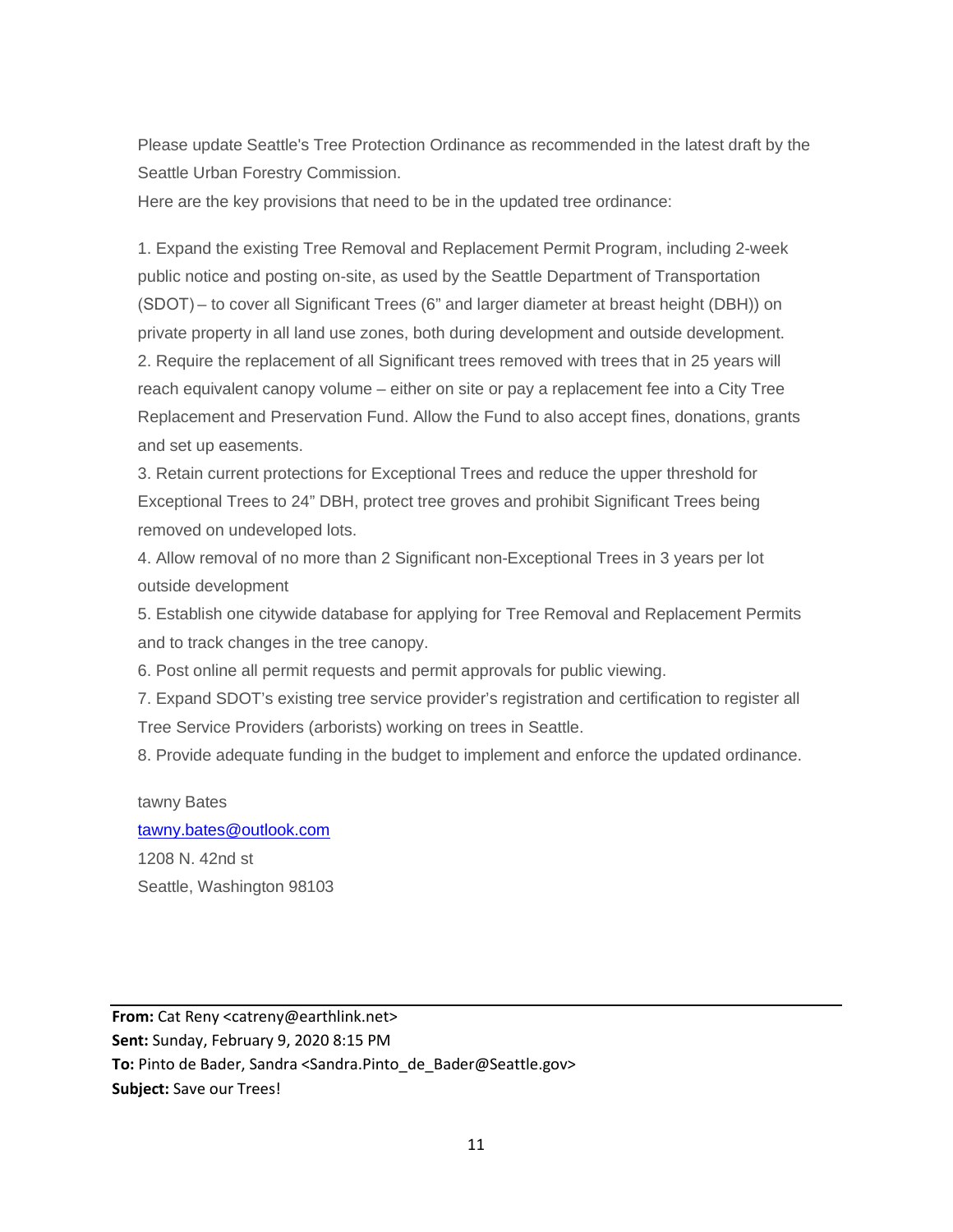Please update Seattle's Tree Protection Ordinance as recommended in the latest draft by the Seattle Urban Forestry Commission.

Here are the key provisions that need to be in the updated tree ordinance:

1. Expand the existing Tree Removal and Replacement Permit Program, including 2-week public notice and posting on-site, as used by the Seattle Department of Transportation (SDOT) – to cover all Significant Trees (6" and larger diameter at breast height (DBH)) on private property in all land use zones, both during development and outside development.
2. Require the replacement of all Significant trees removed with trees that in 25 years will reach equivalent canopy volume – either on site or pay a replacement fee into a City Tree Replacement and Preservation Fund. Allow the Fund to also accept fines, donations, grants and set up easements.
3. Retain current protections for Exceptional Trees and reduce the upper threshold for Exceptional Trees to 24" DBH, protect tree groves and prohibit Significant Trees being removed on undeveloped lots.
4. Allow removal of no more than 2 Significant non-Exceptional Trees in 3 years per lot outside development
5. Establish one citywide database for applying for Tree Removal and Replacement Permits and to track changes in the tree canopy.
6. Post online all permit requests and permit approvals for public viewing.
7. Expand SDOT's existing tree service provider's registration and certification to register all Tree Service Providers (arborists) working on trees in Seattle.
8. Provide adequate funding in the budget to implement and enforce the updated ordinance.

tawny Bates
tawny.bates@outlook.com
1208 N. 42nd st
Seattle, Washington 98103

---

**From:** Cat Reny <catreny@earthlink.net>
**Sent:** Sunday, February 9, 2020 8:15 PM
**To:** Pinto de Bader, Sandra <Sandra.Pinto_de_Bader@Seattle.gov>
**Subject:** Save our Trees!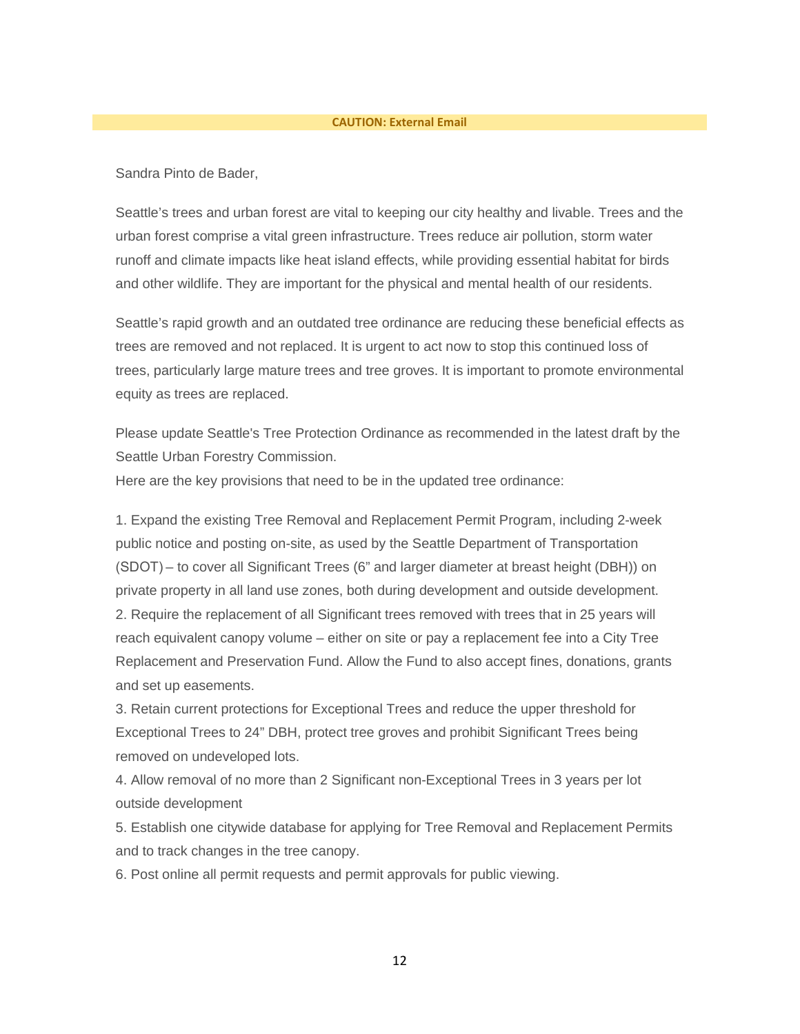**CAUTION: External Email**

Sandra Pinto de Bader,

Seattle's trees and urban forest are vital to keeping our city healthy and livable. Trees and the urban forest comprise a vital green infrastructure. Trees reduce air pollution, storm water runoff and climate impacts like heat island effects, while providing essential habitat for birds and other wildlife. They are important for the physical and mental health of our residents.

Seattle's rapid growth and an outdated tree ordinance are reducing these beneficial effects as trees are removed and not replaced. It is urgent to act now to stop this continued loss of trees, particularly large mature trees and tree groves. It is important to promote environmental equity as trees are replaced.

Please update Seattle's Tree Protection Ordinance as recommended in the latest draft by the Seattle Urban Forestry Commission.
Here are the key provisions that need to be in the updated tree ordinance:

1. Expand the existing Tree Removal and Replacement Permit Program, including 2-week public notice and posting on-site, as used by the Seattle Department of Transportation (SDOT) – to cover all Significant Trees (6" and larger diameter at breast height (DBH)) on private property in all land use zones, both during development and outside development.
2. Require the replacement of all Significant trees removed with trees that in 25 years will reach equivalent canopy volume – either on site or pay a replacement fee into a City Tree Replacement and Preservation Fund. Allow the Fund to also accept fines, donations, grants and set up easements.
3. Retain current protections for Exceptional Trees and reduce the upper threshold for Exceptional Trees to 24" DBH, protect tree groves and prohibit Significant Trees being removed on undeveloped lots.
4. Allow removal of no more than 2 Significant non-Exceptional Trees in 3 years per lot outside development
5. Establish one citywide database for applying for Tree Removal and Replacement Permits and to track changes in the tree canopy.
6. Post online all permit requests and permit approvals for public viewing.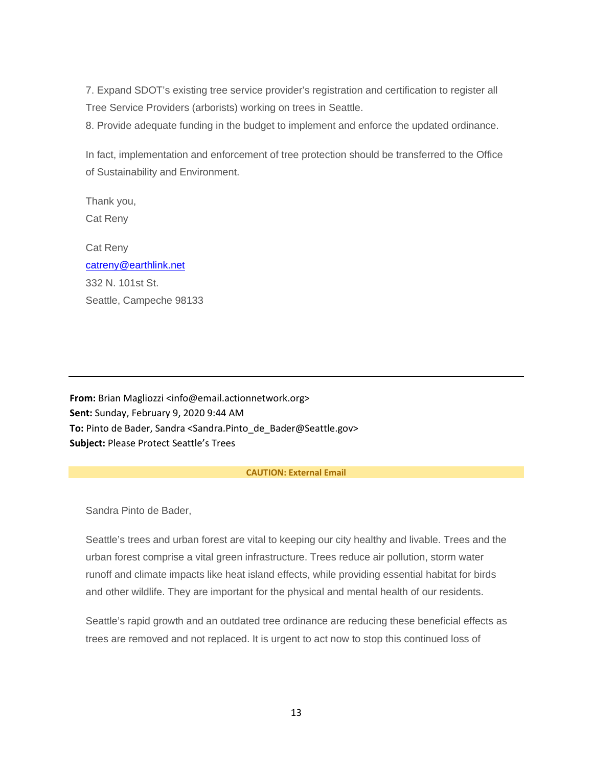7. Expand SDOT's existing tree service provider's registration and certification to register all Tree Service Providers (arborists) working on trees in Seattle.
8. Provide adequate funding in the budget to implement and enforce the updated ordinance.

In fact, implementation and enforcement of tree protection should be transferred to the Office of Sustainability and Environment.

Thank you,
Cat Reny

Cat Reny
catreny@earthlink.net
332 N. 101st St.
Seattle, Campeche 98133

---

**From:** Brian Magliozzi <info@email.actionnetwork.org>
**Sent:** Sunday, February 9, 2020 9:44 AM
**To:** Pinto de Bader, Sandra <Sandra.Pinto_de_Bader@Seattle.gov>
**Subject:** Please Protect Seattle's Trees

**CAUTION: External Email**

Sandra Pinto de Bader,

Seattle's trees and urban forest are vital to keeping our city healthy and livable. Trees and the urban forest comprise a vital green infrastructure. Trees reduce air pollution, storm water runoff and climate impacts like heat island effects, while providing essential habitat for birds and other wildlife. They are important for the physical and mental health of our residents.

Seattle's rapid growth and an outdated tree ordinance are reducing these beneficial effects as trees are removed and not replaced. It is urgent to act now to stop this continued loss of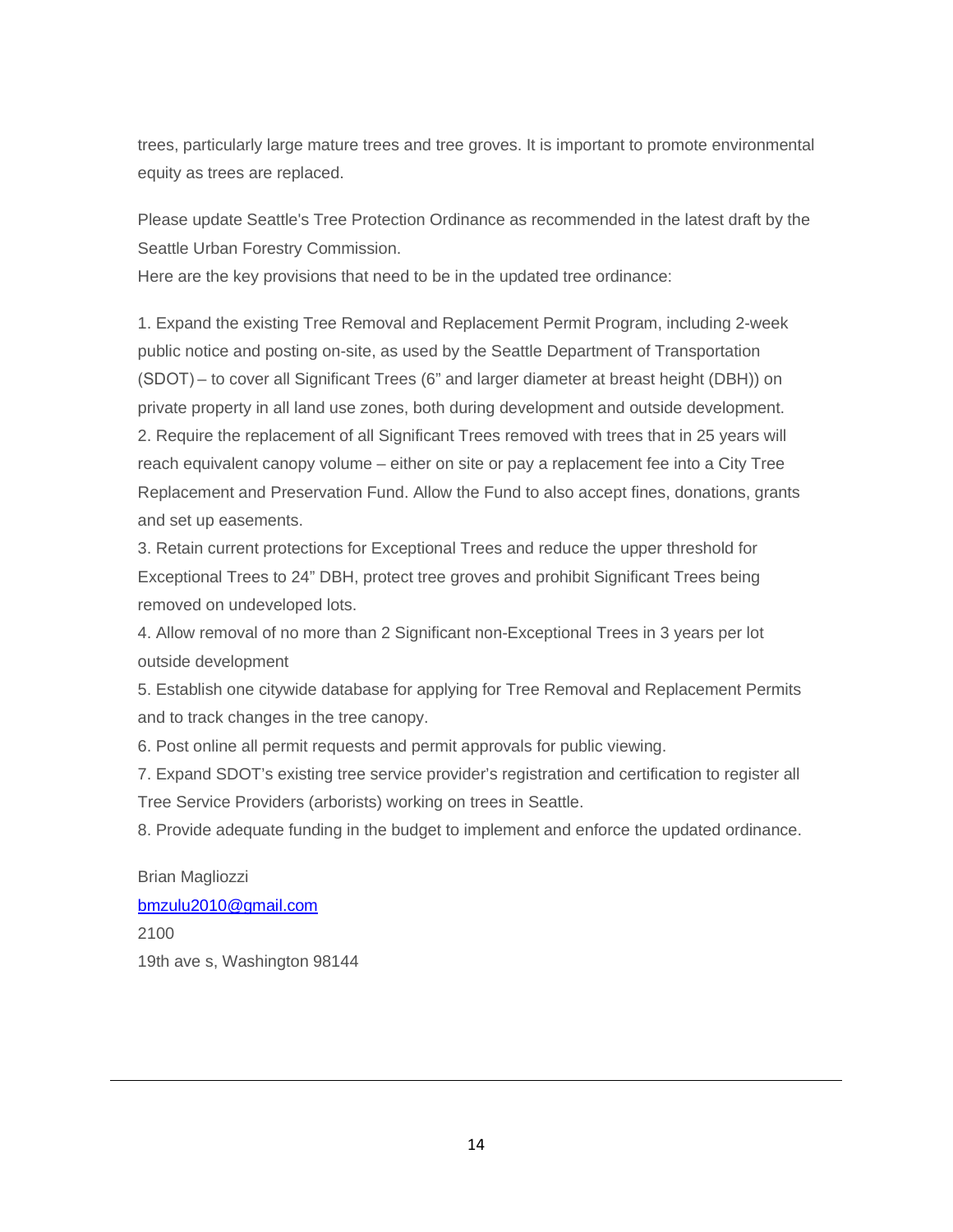trees, particularly large mature trees and tree groves. It is important to promote environmental equity as trees are replaced.

Please update Seattle's Tree Protection Ordinance as recommended in the latest draft by the Seattle Urban Forestry Commission.
Here are the key provisions that need to be in the updated tree ordinance:

1. Expand the existing Tree Removal and Replacement Permit Program, including 2-week public notice and posting on-site, as used by the Seattle Department of Transportation (SDOT) – to cover all Significant Trees (6" and larger diameter at breast height (DBH)) on private property in all land use zones, both during development and outside development.
2. Require the replacement of all Significant Trees removed with trees that in 25 years will reach equivalent canopy volume – either on site or pay a replacement fee into a City Tree Replacement and Preservation Fund. Allow the Fund to also accept fines, donations, grants and set up easements.
3. Retain current protections for Exceptional Trees and reduce the upper threshold for Exceptional Trees to 24" DBH, protect tree groves and prohibit Significant Trees being removed on undeveloped lots.
4. Allow removal of no more than 2 Significant non-Exceptional Trees in 3 years per lot outside development
5. Establish one citywide database for applying for Tree Removal and Replacement Permits and to track changes in the tree canopy.
6. Post online all permit requests and permit approvals for public viewing.
7. Expand SDOT's existing tree service provider's registration and certification to register all Tree Service Providers (arborists) working on trees in Seattle.
8. Provide adequate funding in the budget to implement and enforce the updated ordinance.

Brian Magliozzi
bmzulu2010@gmail.com
2100
19th ave s, Washington 98144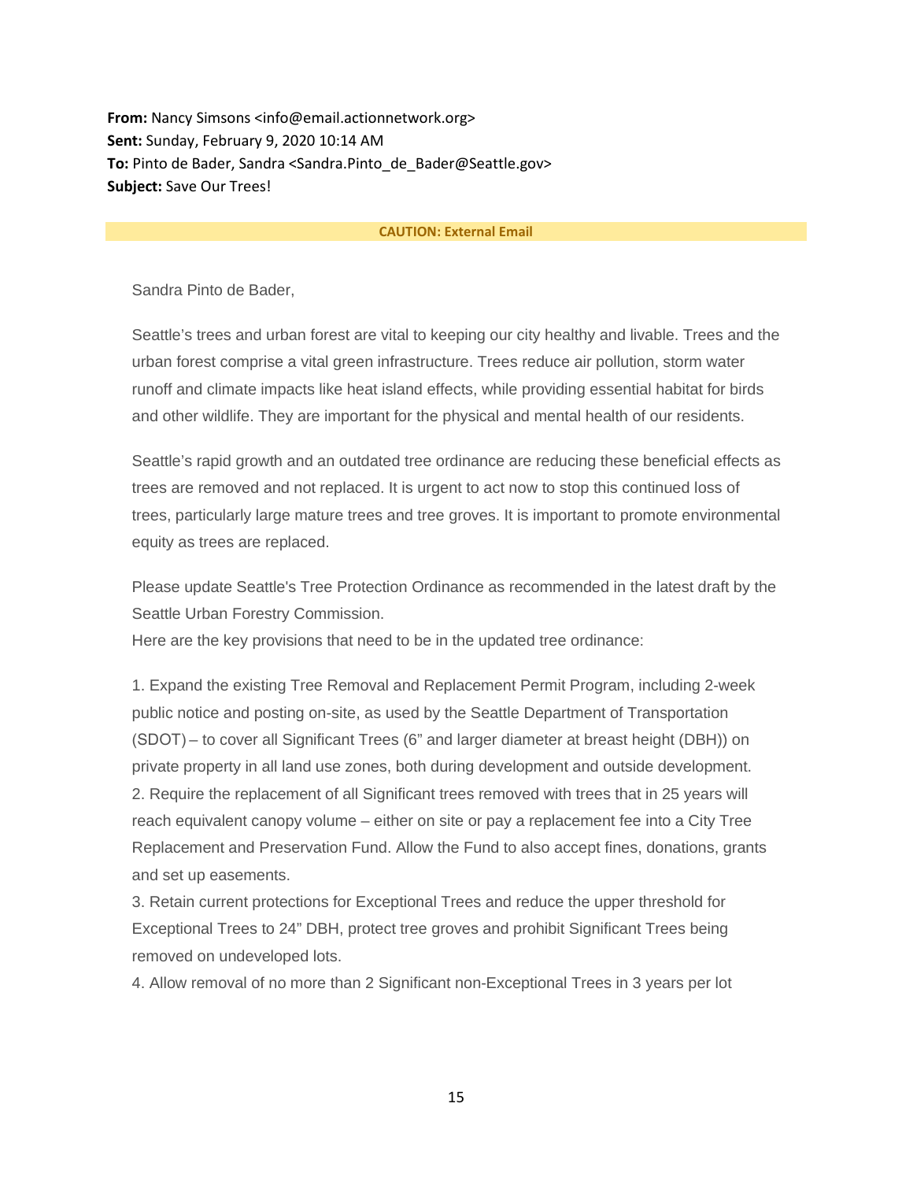**From:** Nancy Simsons <info@email.actionnetwork.org>
**Sent:** Sunday, February 9, 2020 10:14 AM
**To:** Pinto de Bader, Sandra <Sandra.Pinto_de_Bader@Seattle.gov>
**Subject:** Save Our Trees!

**CAUTION: External Email**

Sandra Pinto de Bader,

Seattle's trees and urban forest are vital to keeping our city healthy and livable. Trees and the urban forest comprise a vital green infrastructure. Trees reduce air pollution, storm water runoff and climate impacts like heat island effects, while providing essential habitat for birds and other wildlife. They are important for the physical and mental health of our residents.

Seattle's rapid growth and an outdated tree ordinance are reducing these beneficial effects as trees are removed and not replaced. It is urgent to act now to stop this continued loss of trees, particularly large mature trees and tree groves. It is important to promote environmental equity as trees are replaced.

Please update Seattle's Tree Protection Ordinance as recommended in the latest draft by the Seattle Urban Forestry Commission.
Here are the key provisions that need to be in the updated tree ordinance:

1. Expand the existing Tree Removal and Replacement Permit Program, including 2-week public notice and posting on-site, as used by the Seattle Department of Transportation (SDOT) – to cover all Significant Trees (6" and larger diameter at breast height (DBH)) on private property in all land use zones, both during development and outside development.
2. Require the replacement of all Significant trees removed with trees that in 25 years will reach equivalent canopy volume – either on site or pay a replacement fee into a City Tree Replacement and Preservation Fund. Allow the Fund to also accept fines, donations, grants and set up easements.
3. Retain current protections for Exceptional Trees and reduce the upper threshold for Exceptional Trees to 24" DBH, protect tree groves and prohibit Significant Trees being removed on undeveloped lots.
4. Allow removal of no more than 2 Significant non-Exceptional Trees in 3 years per lot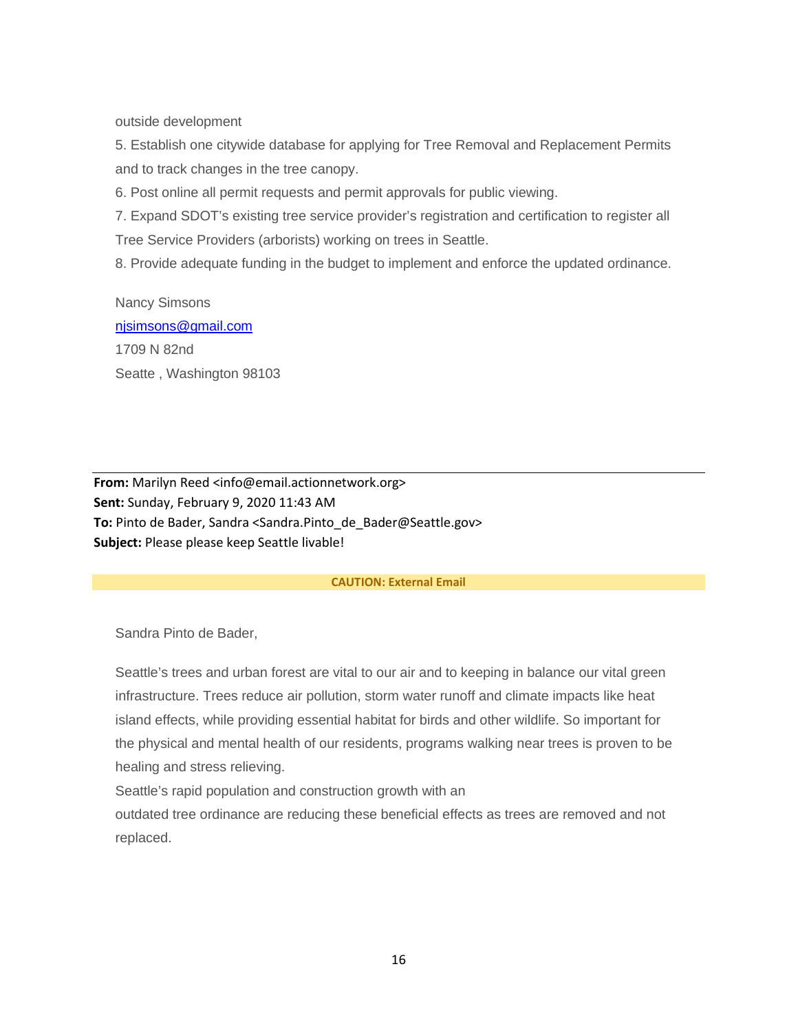outside development

5. Establish one citywide database for applying for Tree Removal and Replacement Permits and to track changes in the tree canopy.
6. Post online all permit requests and permit approvals for public viewing.
7. Expand SDOT's existing tree service provider's registration and certification to register all Tree Service Providers (arborists) working on trees in Seattle.
8. Provide adequate funding in the budget to implement and enforce the updated ordinance.

Nancy Simsons
njsimsons@gmail.com
1709 N 82nd
Seatte , Washington 98103

---

**From:** Marilyn Reed <info@email.actionnetwork.org>
**Sent:** Sunday, February 9, 2020 11:43 AM
**To:** Pinto de Bader, Sandra <Sandra.Pinto_de_Bader@Seattle.gov>
**Subject:** Please please keep Seattle livable!

**CAUTION: External Email**

Sandra Pinto de Bader,

Seattle's trees and urban forest are vital to our air and to keeping in balance our vital green infrastructure. Trees reduce air pollution, storm water runoff and climate impacts like heat island effects, while providing essential habitat for birds and other wildlife. So important for the physical and mental health of our residents, programs walking near trees is proven to be healing and stress relieving.
Seattle's rapid population and construction growth with an
outdated tree ordinance are reducing these beneficial effects as trees are removed and not replaced.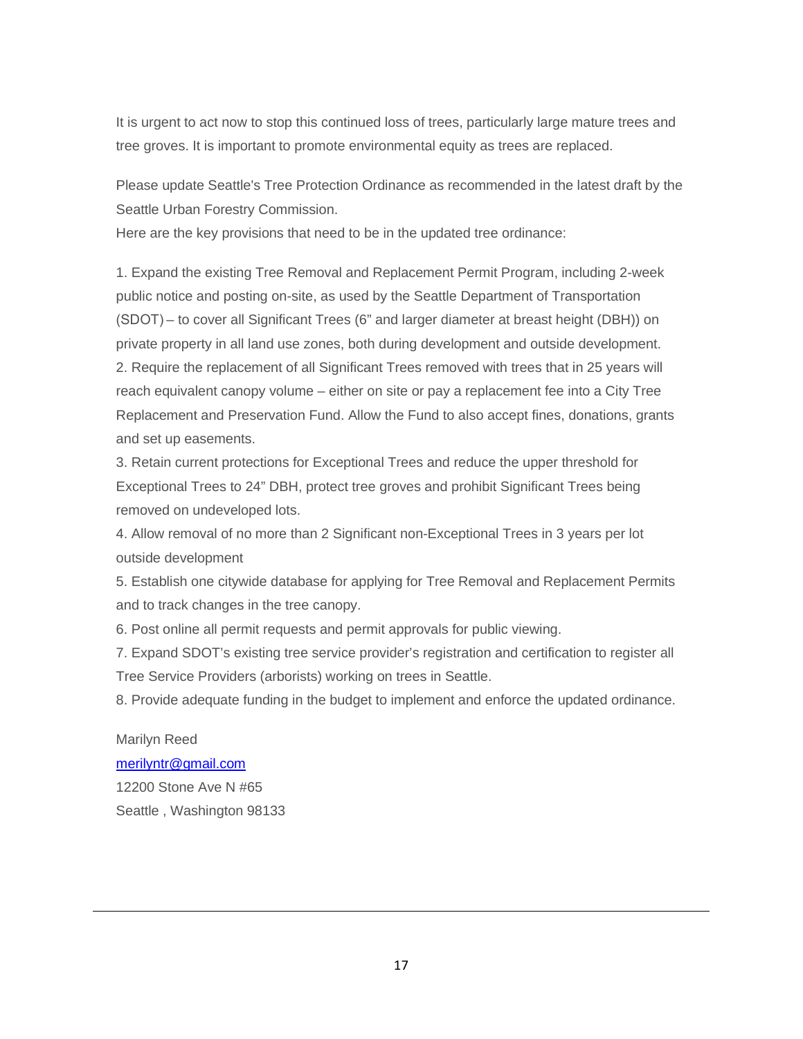It is urgent to act now to stop this continued loss of trees, particularly large mature trees and tree groves. It is important to promote environmental equity as trees are replaced.

Please update Seattle's Tree Protection Ordinance as recommended in the latest draft by the Seattle Urban Forestry Commission.
Here are the key provisions that need to be in the updated tree ordinance:

1. Expand the existing Tree Removal and Replacement Permit Program, including 2-week public notice and posting on-site, as used by the Seattle Department of Transportation (SDOT) – to cover all Significant Trees (6” and larger diameter at breast height (DBH)) on private property in all land use zones, both during development and outside development.
2. Require the replacement of all Significant Trees removed with trees that in 25 years will reach equivalent canopy volume – either on site or pay a replacement fee into a City Tree Replacement and Preservation Fund. Allow the Fund to also accept fines, donations, grants and set up easements.
3. Retain current protections for Exceptional Trees and reduce the upper threshold for Exceptional Trees to 24” DBH, protect tree groves and prohibit Significant Trees being removed on undeveloped lots.
4. Allow removal of no more than 2 Significant non-Exceptional Trees in 3 years per lot outside development
5. Establish one citywide database for applying for Tree Removal and Replacement Permits and to track changes in the tree canopy.
6. Post online all permit requests and permit approvals for public viewing.
7. Expand SDOT’s existing tree service provider’s registration and certification to register all Tree Service Providers (arborists) working on trees in Seattle.
8. Provide adequate funding in the budget to implement and enforce the updated ordinance.

Marilyn Reed
merilyntr@gmail.com
12200 Stone Ave N #65
Seattle , Washington 98133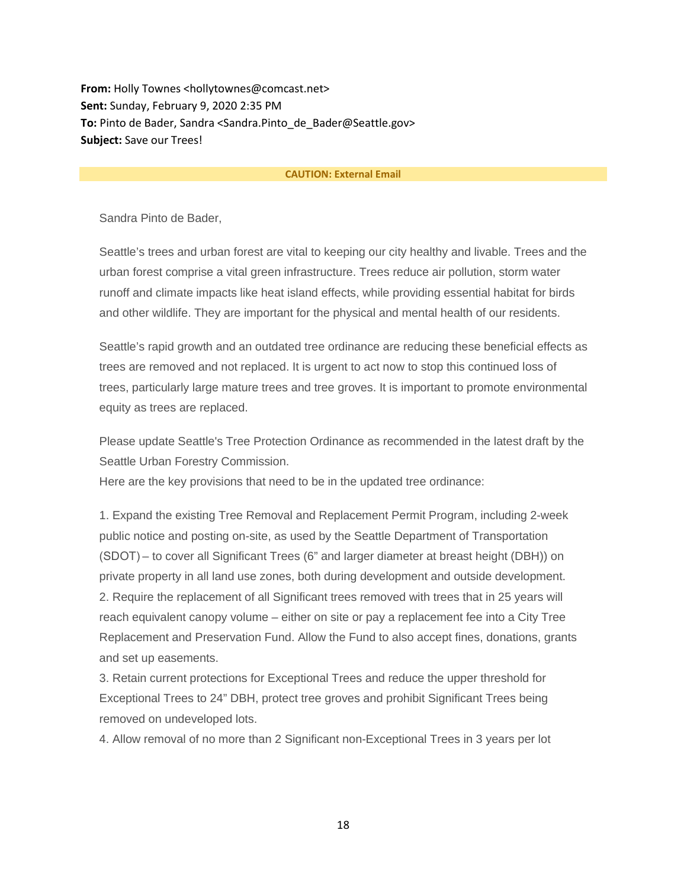**From:** Holly Townes <hollytownes@comcast.net>
**Sent:** Sunday, February 9, 2020 2:35 PM
**To:** Pinto de Bader, Sandra <Sandra.Pinto_de_Bader@Seattle.gov>
**Subject:** Save our Trees!

**CAUTION: External Email**

Sandra Pinto de Bader,

Seattle's trees and urban forest are vital to keeping our city healthy and livable. Trees and the urban forest comprise a vital green infrastructure. Trees reduce air pollution, storm water runoff and climate impacts like heat island effects, while providing essential habitat for birds and other wildlife. They are important for the physical and mental health of our residents.

Seattle's rapid growth and an outdated tree ordinance are reducing these beneficial effects as trees are removed and not replaced. It is urgent to act now to stop this continued loss of trees, particularly large mature trees and tree groves. It is important to promote environmental equity as trees are replaced.

Please update Seattle's Tree Protection Ordinance as recommended in the latest draft by the Seattle Urban Forestry Commission.
Here are the key provisions that need to be in the updated tree ordinance:

1. Expand the existing Tree Removal and Replacement Permit Program, including 2-week public notice and posting on-site, as used by the Seattle Department of Transportation (SDOT) – to cover all Significant Trees (6" and larger diameter at breast height (DBH)) on private property in all land use zones, both during development and outside development.
2. Require the replacement of all Significant trees removed with trees that in 25 years will reach equivalent canopy volume – either on site or pay a replacement fee into a City Tree Replacement and Preservation Fund. Allow the Fund to also accept fines, donations, grants and set up easements.
3. Retain current protections for Exceptional Trees and reduce the upper threshold for Exceptional Trees to 24" DBH, protect tree groves and prohibit Significant Trees being removed on undeveloped lots.
4. Allow removal of no more than 2 Significant non-Exceptional Trees in 3 years per lot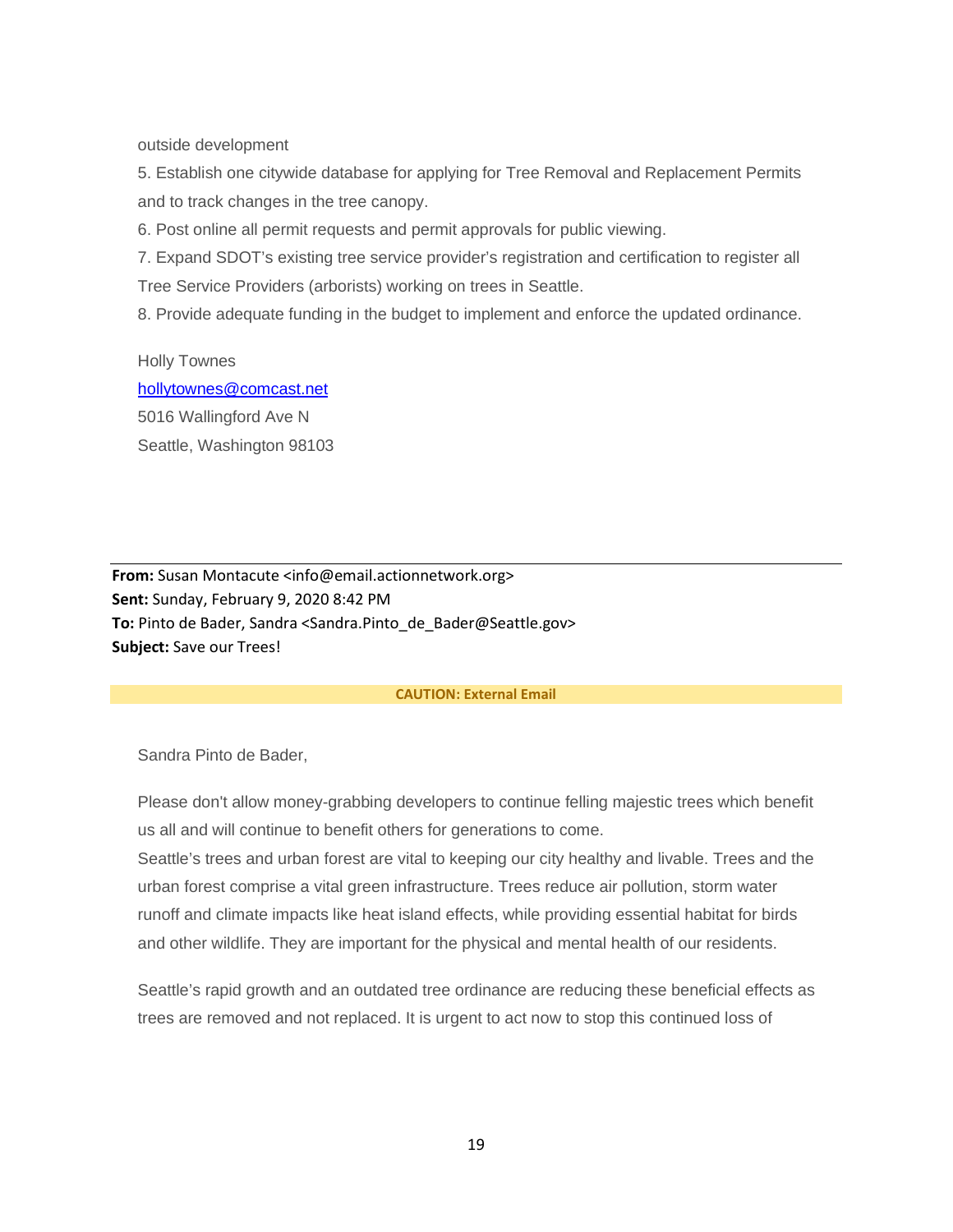outside development

5. Establish one citywide database for applying for Tree Removal and Replacement Permits and to track changes in the tree canopy.
6. Post online all permit requests and permit approvals for public viewing.
7. Expand SDOT's existing tree service provider's registration and certification to register all Tree Service Providers (arborists) working on trees in Seattle.
8. Provide adequate funding in the budget to implement and enforce the updated ordinance.

Holly Townes
hollytownes@comcast.net
5016 Wallingford Ave N
Seattle, Washington 98103

---

**From:** Susan Montacute <info@email.actionnetwork.org>
**Sent:** Sunday, February 9, 2020 8:42 PM
**To:** Pinto de Bader, Sandra <Sandra.Pinto_de_Bader@Seattle.gov>
**Subject:** Save our Trees!

**CAUTION: External Email**

Sandra Pinto de Bader,

Please don't allow money-grabbing developers to continue felling majestic trees which benefit us all and will continue to benefit others for generations to come.
Seattle's trees and urban forest are vital to keeping our city healthy and livable. Trees and the urban forest comprise a vital green infrastructure. Trees reduce air pollution, storm water runoff and climate impacts like heat island effects, while providing essential habitat for birds and other wildlife. They are important for the physical and mental health of our residents.

Seattle's rapid growth and an outdated tree ordinance are reducing these beneficial effects as trees are removed and not replaced. It is urgent to act now to stop this continued loss of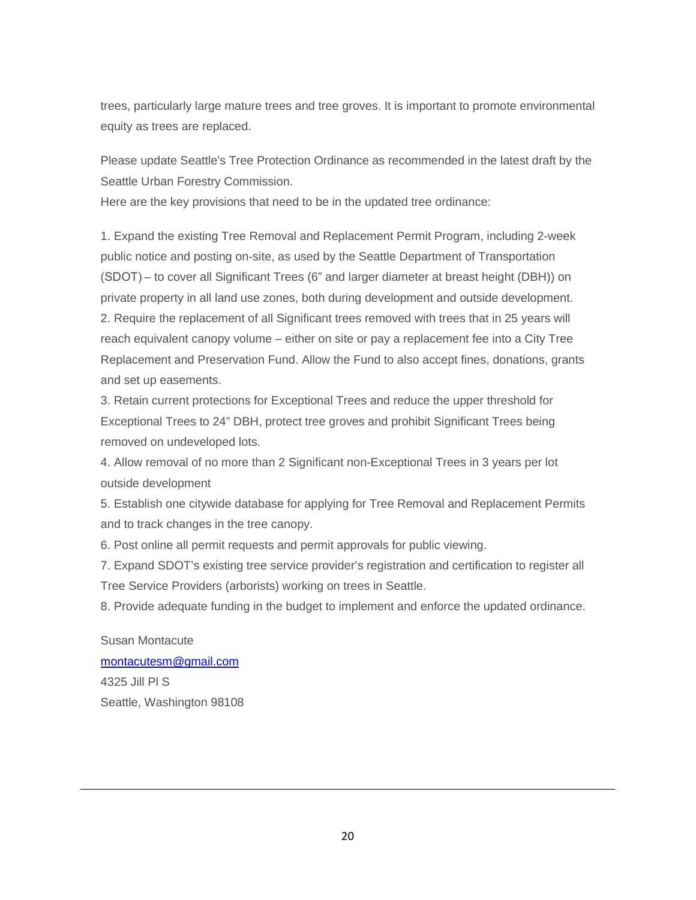trees, particularly large mature trees and tree groves. It is important to promote environmental equity as trees are replaced.

Please update Seattle's Tree Protection Ordinance as recommended in the latest draft by the Seattle Urban Forestry Commission.
Here are the key provisions that need to be in the updated tree ordinance:

1. Expand the existing Tree Removal and Replacement Permit Program, including 2-week public notice and posting on-site, as used by the Seattle Department of Transportation (SDOT) – to cover all Significant Trees (6" and larger diameter at breast height (DBH)) on private property in all land use zones, both during development and outside development.
2. Require the replacement of all Significant trees removed with trees that in 25 years will reach equivalent canopy volume – either on site or pay a replacement fee into a City Tree Replacement and Preservation Fund. Allow the Fund to also accept fines, donations, grants and set up easements.
3. Retain current protections for Exceptional Trees and reduce the upper threshold for Exceptional Trees to 24" DBH, protect tree groves and prohibit Significant Trees being removed on undeveloped lots.
4. Allow removal of no more than 2 Significant non-Exceptional Trees in 3 years per lot outside development
5. Establish one citywide database for applying for Tree Removal and Replacement Permits and to track changes in the tree canopy.
6. Post online all permit requests and permit approvals for public viewing.
7. Expand SDOT's existing tree service provider's registration and certification to register all Tree Service Providers (arborists) working on trees in Seattle.
8. Provide adequate funding in the budget to implement and enforce the updated ordinance.

Susan Montacute
montacutesm@gmail.com
4325 Jill Pl S
Seattle, Washington 98108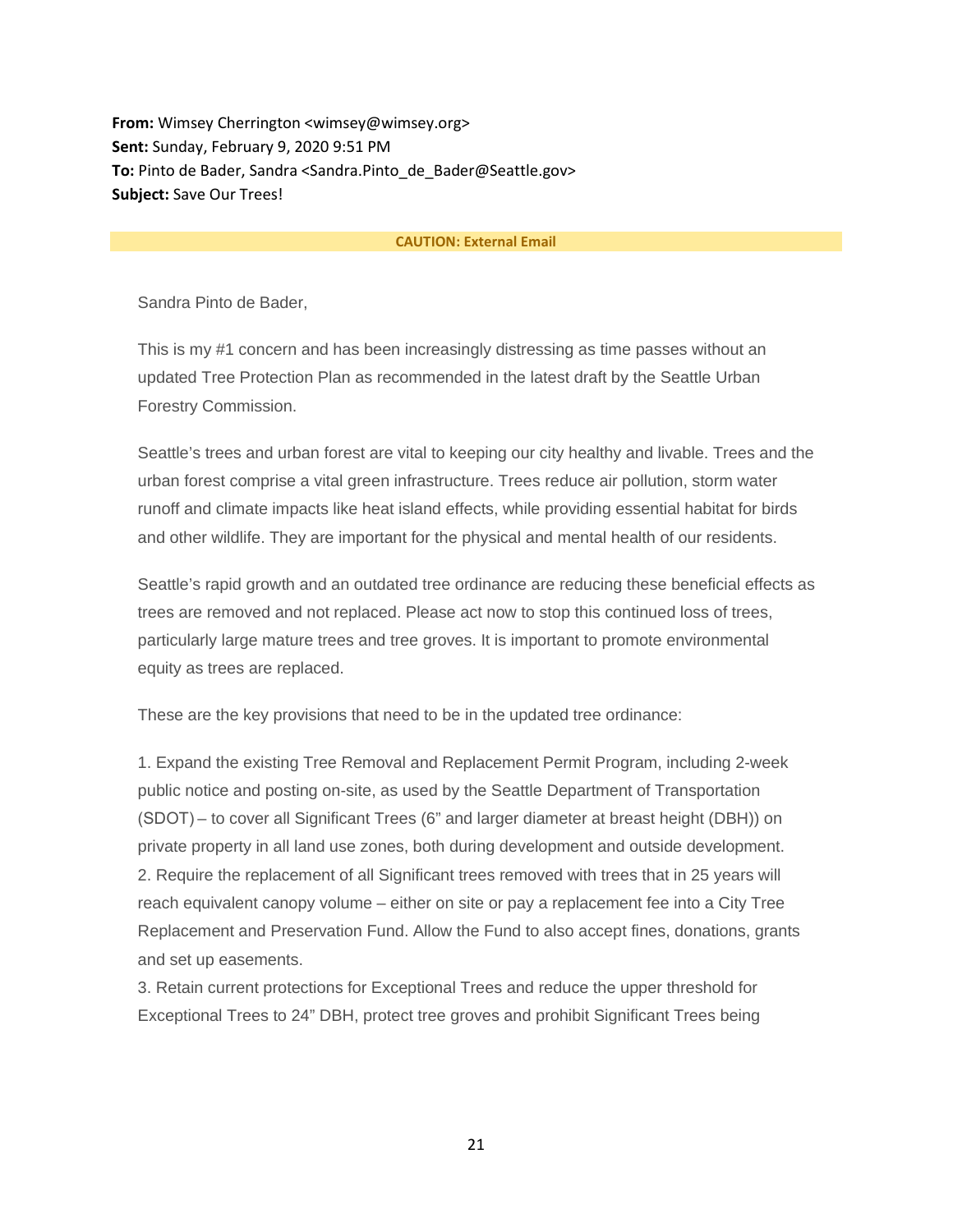**From:** Wimsey Cherrington <wimsey@wimsey.org>
**Sent:** Sunday, February 9, 2020 9:51 PM
**To:** Pinto de Bader, Sandra <Sandra.Pinto_de_Bader@Seattle.gov>
**Subject:** Save Our Trees!

**CAUTION: External Email**

Sandra Pinto de Bader,

This is my #1 concern and has been increasingly distressing as time passes without an updated Tree Protection Plan as recommended in the latest draft by the Seattle Urban Forestry Commission.

Seattle's trees and urban forest are vital to keeping our city healthy and livable. Trees and the urban forest comprise a vital green infrastructure. Trees reduce air pollution, storm water runoff and climate impacts like heat island effects, while providing essential habitat for birds and other wildlife. They are important for the physical and mental health of our residents.

Seattle's rapid growth and an outdated tree ordinance are reducing these beneficial effects as trees are removed and not replaced. Please act now to stop this continued loss of trees, particularly large mature trees and tree groves. It is important to promote environmental equity as trees are replaced.

These are the key provisions that need to be in the updated tree ordinance:

1. Expand the existing Tree Removal and Replacement Permit Program, including 2-week public notice and posting on-site, as used by the Seattle Department of Transportation (SDOT) – to cover all Significant Trees (6" and larger diameter at breast height (DBH)) on private property in all land use zones, both during development and outside development.
2. Require the replacement of all Significant trees removed with trees that in 25 years will reach equivalent canopy volume – either on site or pay a replacement fee into a City Tree Replacement and Preservation Fund. Allow the Fund to also accept fines, donations, grants and set up easements.
3. Retain current protections for Exceptional Trees and reduce the upper threshold for Exceptional Trees to 24" DBH, protect tree groves and prohibit Significant Trees being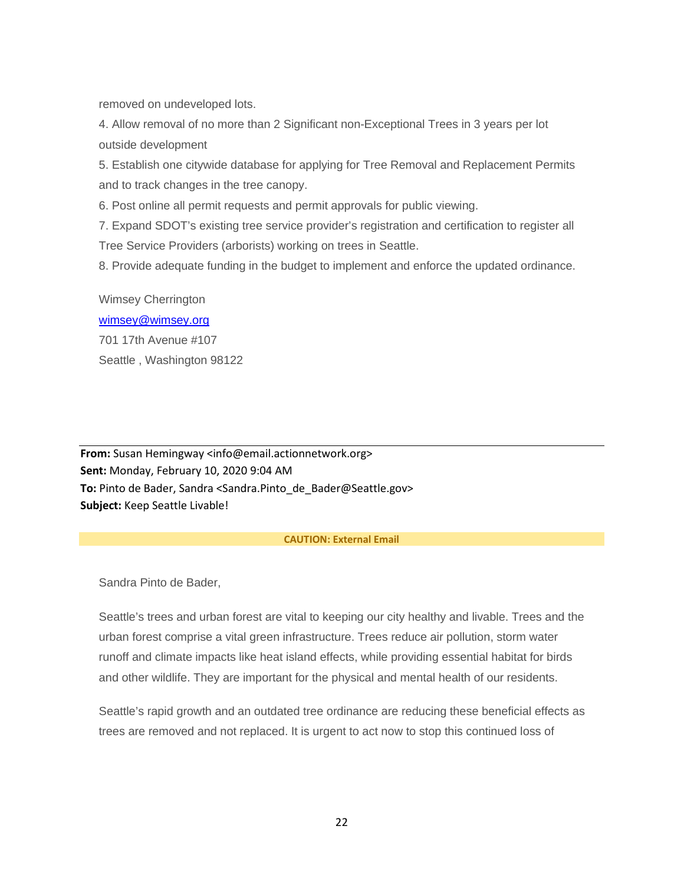removed on undeveloped lots.

4. Allow removal of no more than 2 Significant non-Exceptional Trees in 3 years per lot outside development

5. Establish one citywide database for applying for Tree Removal and Replacement Permits and to track changes in the tree canopy.

6. Post online all permit requests and permit approvals for public viewing.

7. Expand SDOT's existing tree service provider's registration and certification to register all Tree Service Providers (arborists) working on trees in Seattle.

8. Provide adequate funding in the budget to implement and enforce the updated ordinance.

Wimsey Cherrington
wimsey@wimsey.org
701 17th Avenue #107
Seattle , Washington 98122

---

**From:** Susan Hemingway <info@email.actionnetwork.org>
**Sent:** Monday, February 10, 2020 9:04 AM
**To:** Pinto de Bader, Sandra <Sandra.Pinto_de_Bader@Seattle.gov>
**Subject:** Keep Seattle Livable!

**CAUTION: External Email**

Sandra Pinto de Bader,

Seattle's trees and urban forest are vital to keeping our city healthy and livable. Trees and the urban forest comprise a vital green infrastructure. Trees reduce air pollution, storm water runoff and climate impacts like heat island effects, while providing essential habitat for birds and other wildlife. They are important for the physical and mental health of our residents.

Seattle's rapid growth and an outdated tree ordinance are reducing these beneficial effects as trees are removed and not replaced. It is urgent to act now to stop this continued loss of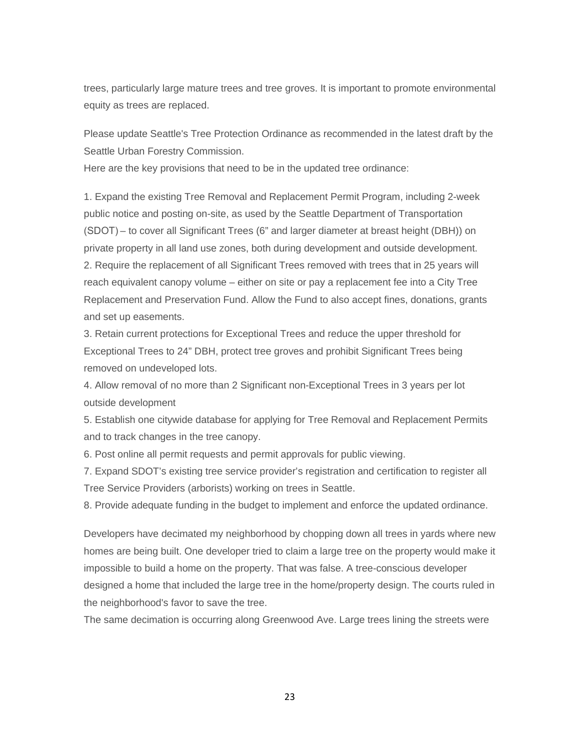trees, particularly large mature trees and tree groves. It is important to promote environmental equity as trees are replaced.

Please update Seattle's Tree Protection Ordinance as recommended in the latest draft by the Seattle Urban Forestry Commission.
Here are the key provisions that need to be in the updated tree ordinance:

1. Expand the existing Tree Removal and Replacement Permit Program, including 2-week public notice and posting on-site, as used by the Seattle Department of Transportation (SDOT) – to cover all Significant Trees (6" and larger diameter at breast height (DBH)) on private property in all land use zones, both during development and outside development.
2. Require the replacement of all Significant Trees removed with trees that in 25 years will reach equivalent canopy volume – either on site or pay a replacement fee into a City Tree Replacement and Preservation Fund. Allow the Fund to also accept fines, donations, grants and set up easements.
3. Retain current protections for Exceptional Trees and reduce the upper threshold for Exceptional Trees to 24" DBH, protect tree groves and prohibit Significant Trees being removed on undeveloped lots.
4. Allow removal of no more than 2 Significant non-Exceptional Trees in 3 years per lot outside development
5. Establish one citywide database for applying for Tree Removal and Replacement Permits and to track changes in the tree canopy.
6. Post online all permit requests and permit approvals for public viewing.
7. Expand SDOT's existing tree service provider's registration and certification to register all Tree Service Providers (arborists) working on trees in Seattle.
8. Provide adequate funding in the budget to implement and enforce the updated ordinance.

Developers have decimated my neighborhood by chopping down all trees in yards where new homes are being built. One developer tried to claim a large tree on the property would make it impossible to build a home on the property. That was false. A tree-conscious developer designed a home that included the large tree in the home/property design. The courts ruled in the neighborhood's favor to save the tree.
The same decimation is occurring along Greenwood Ave. Large trees lining the streets were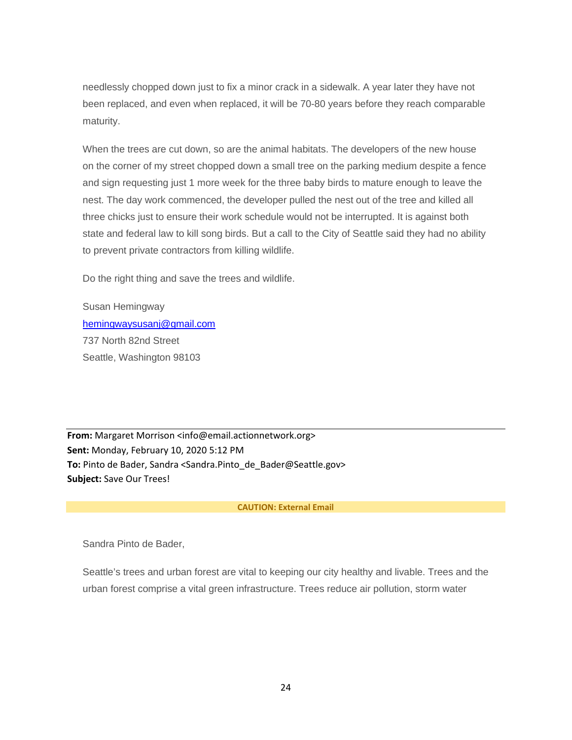needlessly chopped down just to fix a minor crack in a sidewalk. A year later they have not been replaced, and even when replaced, it will be 70-80 years before they reach comparable maturity.

When the trees are cut down, so are the animal habitats. The developers of the new house on the corner of my street chopped down a small tree on the parking medium despite a fence and sign requesting just 1 more week for the three baby birds to mature enough to leave the nest. The day work commenced, the developer pulled the nest out of the tree and killed all three chicks just to ensure their work schedule would not be interrupted. It is against both state and federal law to kill song birds. But a call to the City of Seattle said they had no ability to prevent private contractors from killing wildlife.

Do the right thing and save the trees and wildlife.

Susan Hemingway
hemingwaysusanj@gmail.com
737 North 82nd Street
Seattle, Washington 98103

---

**From:** Margaret Morrison <info@email.actionnetwork.org>
**Sent:** Monday, February 10, 2020 5:12 PM
**To:** Pinto de Bader, Sandra <Sandra.Pinto_de_Bader@Seattle.gov>
**Subject:** Save Our Trees!

**CAUTION: External Email**

Sandra Pinto de Bader,

Seattle's trees and urban forest are vital to keeping our city healthy and livable. Trees and the urban forest comprise a vital green infrastructure. Trees reduce air pollution, storm water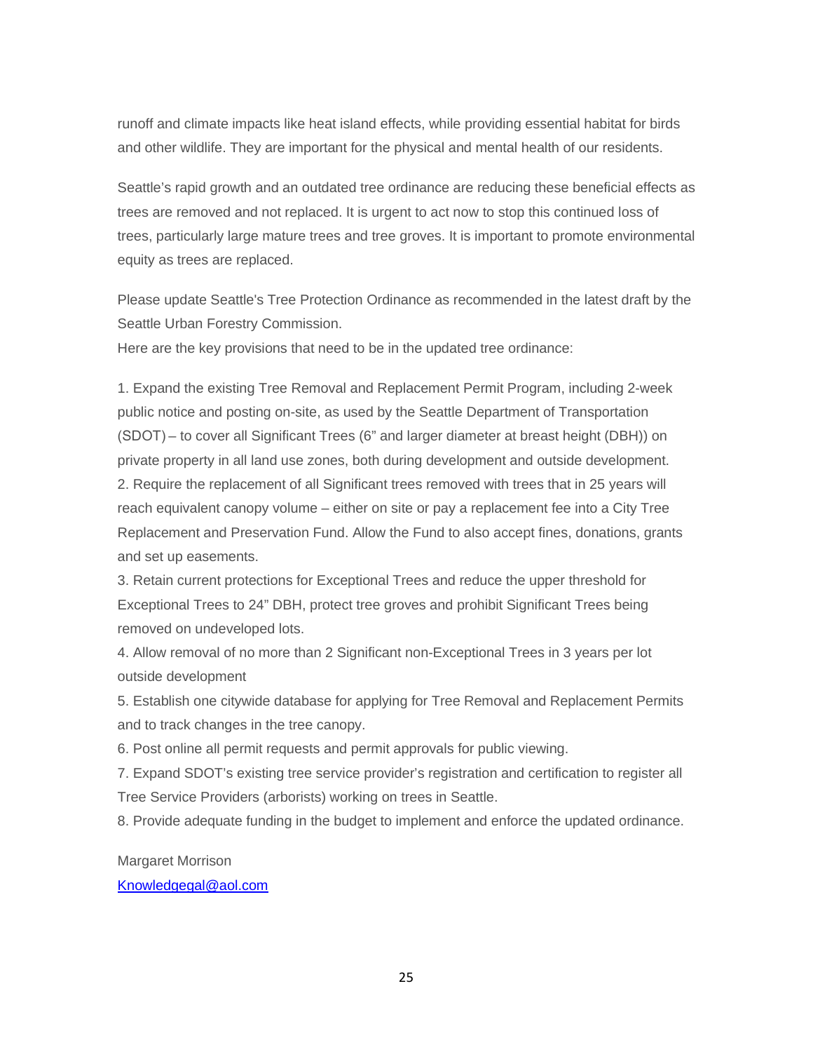runoff and climate impacts like heat island effects, while providing essential habitat for birds and other wildlife. They are important for the physical and mental health of our residents.

Seattle's rapid growth and an outdated tree ordinance are reducing these beneficial effects as trees are removed and not replaced. It is urgent to act now to stop this continued loss of trees, particularly large mature trees and tree groves. It is important to promote environmental equity as trees are replaced.

Please update Seattle's Tree Protection Ordinance as recommended in the latest draft by the Seattle Urban Forestry Commission.
Here are the key provisions that need to be in the updated tree ordinance:

1. Expand the existing Tree Removal and Replacement Permit Program, including 2-week public notice and posting on-site, as used by the Seattle Department of Transportation (SDOT) – to cover all Significant Trees (6" and larger diameter at breast height (DBH)) on private property in all land use zones, both during development and outside development.
2. Require the replacement of all Significant trees removed with trees that in 25 years will reach equivalent canopy volume – either on site or pay a replacement fee into a City Tree Replacement and Preservation Fund. Allow the Fund to also accept fines, donations, grants and set up easements.
3. Retain current protections for Exceptional Trees and reduce the upper threshold for Exceptional Trees to 24" DBH, protect tree groves and prohibit Significant Trees being removed on undeveloped lots.
4. Allow removal of no more than 2 Significant non-Exceptional Trees in 3 years per lot outside development
5. Establish one citywide database for applying for Tree Removal and Replacement Permits and to track changes in the tree canopy.
6. Post online all permit requests and permit approvals for public viewing.
7. Expand SDOT's existing tree service provider's registration and certification to register all Tree Service Providers (arborists) working on trees in Seattle.
8. Provide adequate funding in the budget to implement and enforce the updated ordinance.

Margaret Morrison
Knowledgegal@aol.com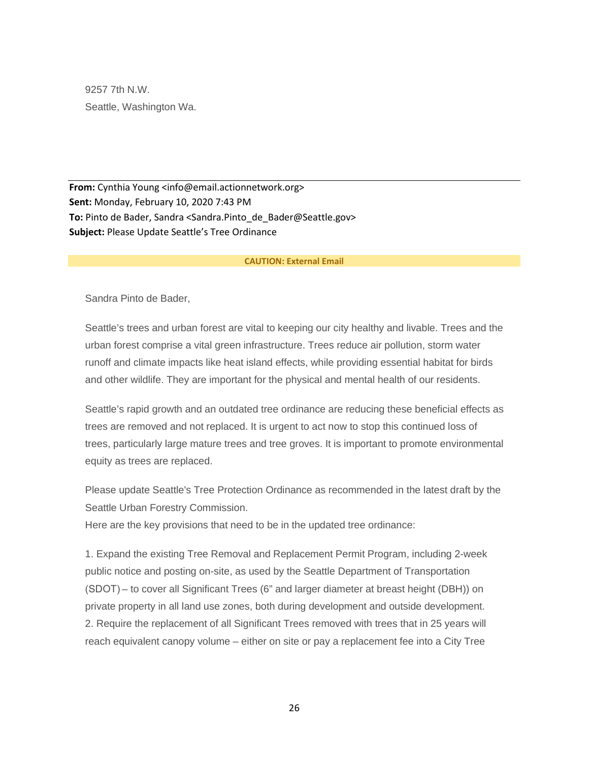9257 7th N.W.
Seattle, Washington Wa.

---

**From:** Cynthia Young <info@email.actionnetwork.org>
**Sent:** Monday, February 10, 2020 7:43 PM
**To:** Pinto de Bader, Sandra <Sandra.Pinto_de_Bader@Seattle.gov>
**Subject:** Please Update Seattle's Tree Ordinance

**CAUTION: External Email**

Sandra Pinto de Bader,

Seattle's trees and urban forest are vital to keeping our city healthy and livable. Trees and the urban forest comprise a vital green infrastructure. Trees reduce air pollution, storm water runoff and climate impacts like heat island effects, while providing essential habitat for birds and other wildlife. They are important for the physical and mental health of our residents.

Seattle's rapid growth and an outdated tree ordinance are reducing these beneficial effects as trees are removed and not replaced. It is urgent to act now to stop this continued loss of trees, particularly large mature trees and tree groves. It is important to promote environmental equity as trees are replaced.

Please update Seattle's Tree Protection Ordinance as recommended in the latest draft by the Seattle Urban Forestry Commission.
Here are the key provisions that need to be in the updated tree ordinance:

1. Expand the existing Tree Removal and Replacement Permit Program, including 2-week public notice and posting on-site, as used by the Seattle Department of Transportation (SDOT) – to cover all Significant Trees (6" and larger diameter at breast height (DBH)) on private property in all land use zones, both during development and outside development.
2. Require the replacement of all Significant Trees removed with trees that in 25 years will reach equivalent canopy volume – either on site or pay a replacement fee into a City Tree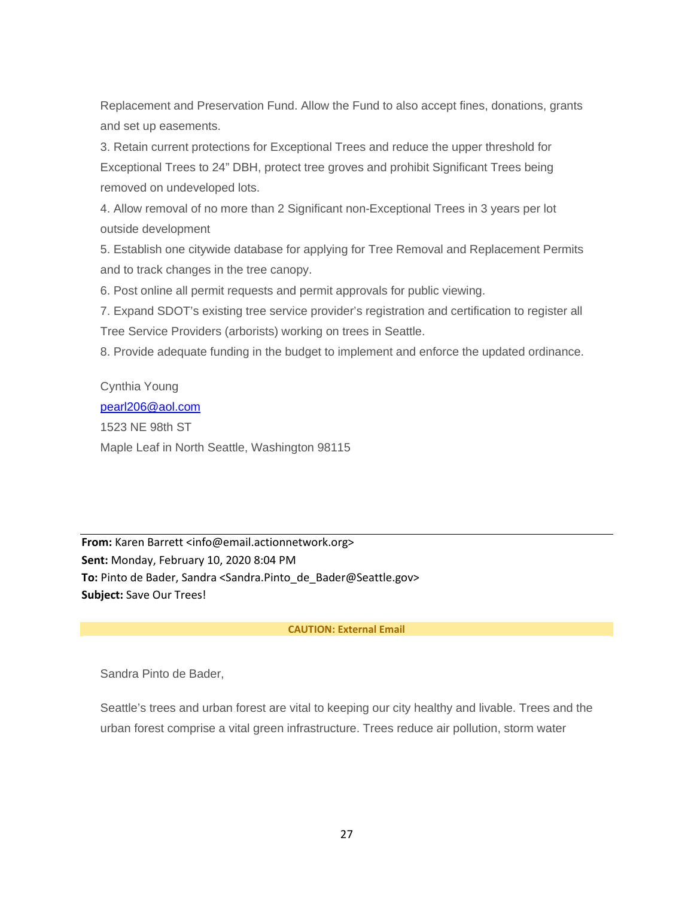Replacement and Preservation Fund. Allow the Fund to also accept fines, donations, grants and set up easements.

3. Retain current protections for Exceptional Trees and reduce the upper threshold for Exceptional Trees to 24" DBH, protect tree groves and prohibit Significant Trees being removed on undeveloped lots.

4. Allow removal of no more than 2 Significant non-Exceptional Trees in 3 years per lot outside development

5. Establish one citywide database for applying for Tree Removal and Replacement Permits and to track changes in the tree canopy.

6. Post online all permit requests and permit approvals for public viewing.

7. Expand SDOT's existing tree service provider's registration and certification to register all Tree Service Providers (arborists) working on trees in Seattle.

8. Provide adequate funding in the budget to implement and enforce the updated ordinance.

Cynthia Young
pearl206@aol.com
1523 NE 98th ST
Maple Leaf in North Seattle, Washington 98115

---

**From:** Karen Barrett <info@email.actionnetwork.org>
**Sent:** Monday, February 10, 2020 8:04 PM
**To:** Pinto de Bader, Sandra <Sandra.Pinto_de_Bader@Seattle.gov>
**Subject:** Save Our Trees!

**CAUTION: External Email**

Sandra Pinto de Bader,

Seattle's trees and urban forest are vital to keeping our city healthy and livable. Trees and the urban forest comprise a vital green infrastructure. Trees reduce air pollution, storm water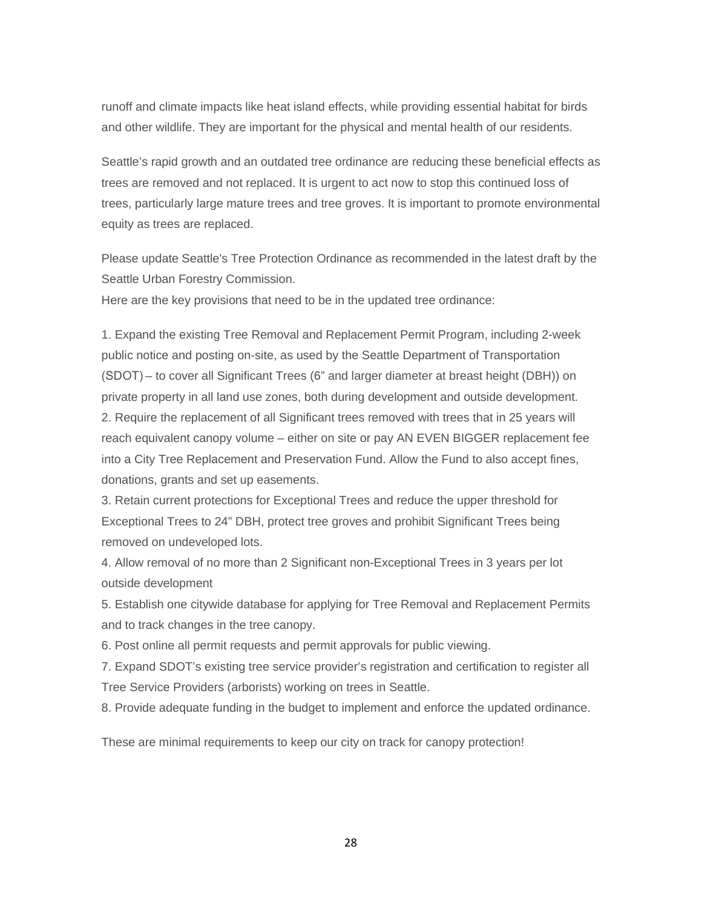runoff and climate impacts like heat island effects, while providing essential habitat for birds and other wildlife. They are important for the physical and mental health of our residents.

Seattle's rapid growth and an outdated tree ordinance are reducing these beneficial effects as trees are removed and not replaced. It is urgent to act now to stop this continued loss of trees, particularly large mature trees and tree groves. It is important to promote environmental equity as trees are replaced.

Please update Seattle's Tree Protection Ordinance as recommended in the latest draft by the Seattle Urban Forestry Commission.

Here are the key provisions that need to be in the updated tree ordinance:

1. Expand the existing Tree Removal and Replacement Permit Program, including 2-week public notice and posting on-site, as used by the Seattle Department of Transportation (SDOT) – to cover all Significant Trees (6" and larger diameter at breast height (DBH)) on private property in all land use zones, both during development and outside development.
2. Require the replacement of all Significant trees removed with trees that in 25 years will reach equivalent canopy volume – either on site or pay AN EVEN BIGGER replacement fee into a City Tree Replacement and Preservation Fund. Allow the Fund to also accept fines, donations, grants and set up easements.
3. Retain current protections for Exceptional Trees and reduce the upper threshold for Exceptional Trees to 24" DBH, protect tree groves and prohibit Significant Trees being removed on undeveloped lots.
4. Allow removal of no more than 2 Significant non-Exceptional Trees in 3 years per lot outside development
5. Establish one citywide database for applying for Tree Removal and Replacement Permits and to track changes in the tree canopy.
6. Post online all permit requests and permit approvals for public viewing.
7. Expand SDOT's existing tree service provider's registration and certification to register all Tree Service Providers (arborists) working on trees in Seattle.
8. Provide adequate funding in the budget to implement and enforce the updated ordinance.

These are minimal requirements to keep our city on track for canopy protection!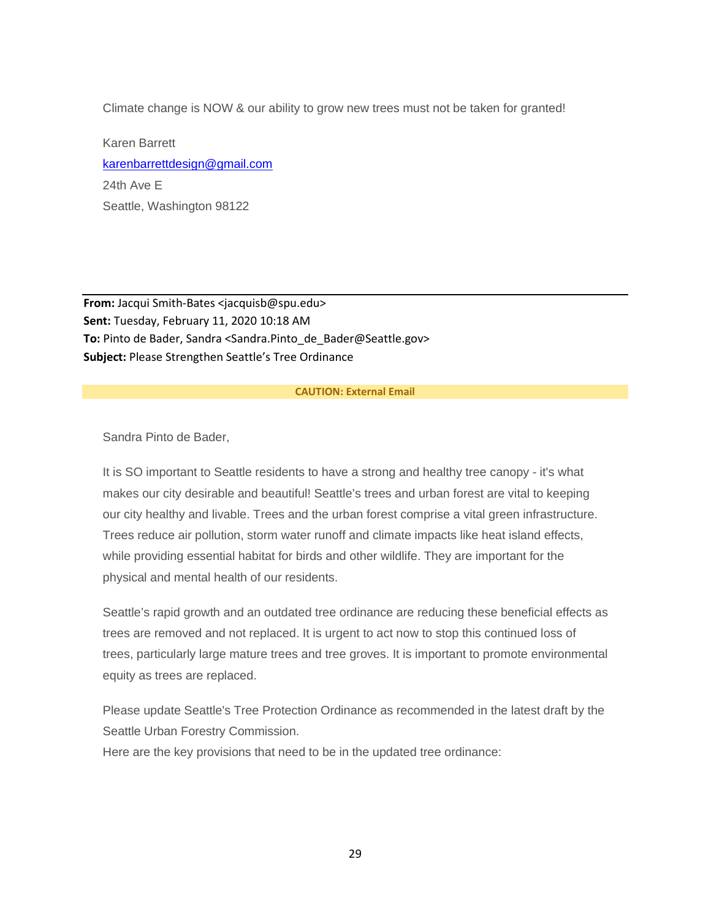Climate change is NOW & our ability to grow new trees must not be taken for granted!

Karen Barrett
karenbarrettdesign@gmail.com
24th Ave E
Seattle, Washington 98122

---

**From:** Jacqui Smith-Bates <jacquisb@spu.edu>
**Sent:** Tuesday, February 11, 2020 10:18 AM
**To:** Pinto de Bader, Sandra <Sandra.Pinto_de_Bader@Seattle.gov>
**Subject:** Please Strengthen Seattle's Tree Ordinance

**CAUTION: External Email**

Sandra Pinto de Bader,

It is SO important to Seattle residents to have a strong and healthy tree canopy - it's what makes our city desirable and beautiful! Seattle's trees and urban forest are vital to keeping our city healthy and livable. Trees and the urban forest comprise a vital green infrastructure. Trees reduce air pollution, storm water runoff and climate impacts like heat island effects, while providing essential habitat for birds and other wildlife. They are important for the physical and mental health of our residents.

Seattle's rapid growth and an outdated tree ordinance are reducing these beneficial effects as trees are removed and not replaced. It is urgent to act now to stop this continued loss of trees, particularly large mature trees and tree groves. It is important to promote environmental equity as trees are replaced.

Please update Seattle's Tree Protection Ordinance as recommended in the latest draft by the Seattle Urban Forestry Commission.
Here are the key provisions that need to be in the updated tree ordinance: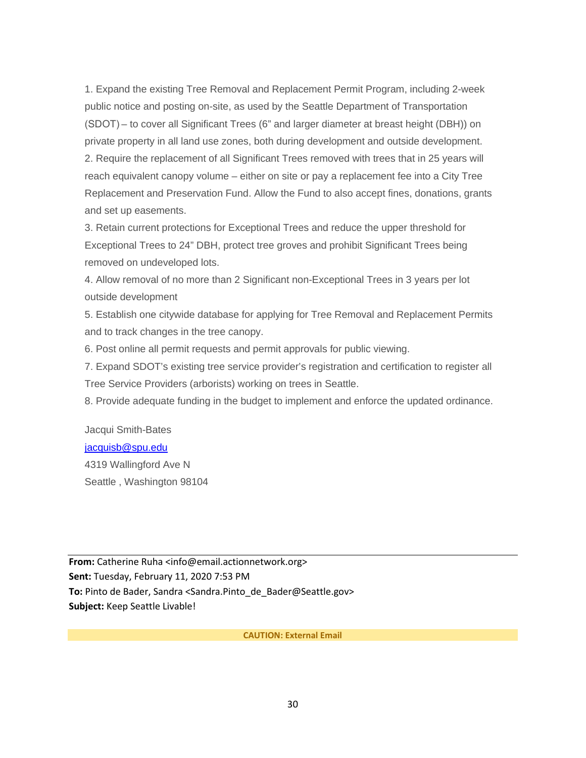1. Expand the existing Tree Removal and Replacement Permit Program, including 2-week public notice and posting on-site, as used by the Seattle Department of Transportation (SDOT) – to cover all Significant Trees (6" and larger diameter at breast height (DBH)) on private property in all land use zones, both during development and outside development.
2. Require the replacement of all Significant Trees removed with trees that in 25 years will reach equivalent canopy volume – either on site or pay a replacement fee into a City Tree Replacement and Preservation Fund. Allow the Fund to also accept fines, donations, grants and set up easements.
3. Retain current protections for Exceptional Trees and reduce the upper threshold for Exceptional Trees to 24" DBH, protect tree groves and prohibit Significant Trees being removed on undeveloped lots.
4. Allow removal of no more than 2 Significant non-Exceptional Trees in 3 years per lot outside development
5. Establish one citywide database for applying for Tree Removal and Replacement Permits and to track changes in the tree canopy.
6. Post online all permit requests and permit approvals for public viewing.
7. Expand SDOT's existing tree service provider's registration and certification to register all Tree Service Providers (arborists) working on trees in Seattle.
8. Provide adequate funding in the budget to implement and enforce the updated ordinance.

Jacqui Smith-Bates
jacquisb@spu.edu
4319 Wallingford Ave N
Seattle , Washington 98104

---

**From:** Catherine Ruha <info@email.actionnetwork.org>
**Sent:** Tuesday, February 11, 2020 7:53 PM
**To:** Pinto de Bader, Sandra <Sandra.Pinto_de_Bader@Seattle.gov>
**Subject:** Keep Seattle Livable!

**CAUTION: External Email**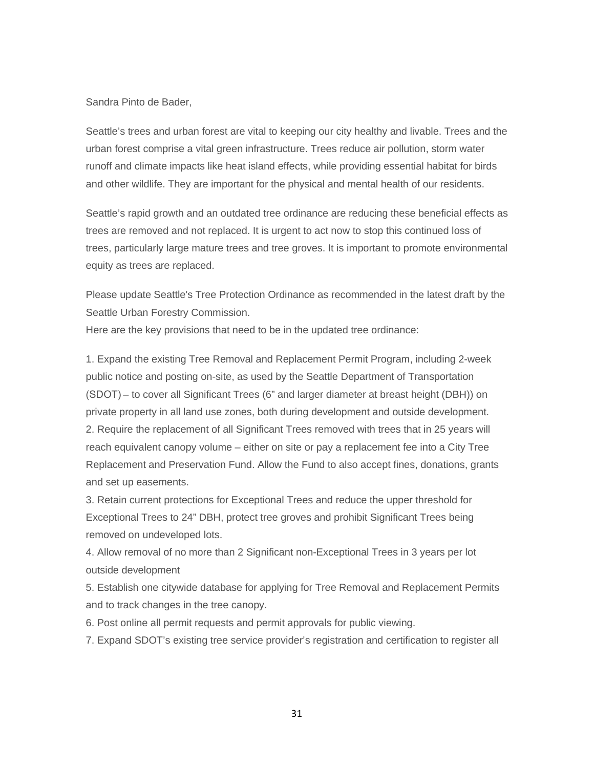Sandra Pinto de Bader,

Seattle's trees and urban forest are vital to keeping our city healthy and livable. Trees and the urban forest comprise a vital green infrastructure. Trees reduce air pollution, storm water runoff and climate impacts like heat island effects, while providing essential habitat for birds and other wildlife. They are important for the physical and mental health of our residents.

Seattle's rapid growth and an outdated tree ordinance are reducing these beneficial effects as trees are removed and not replaced. It is urgent to act now to stop this continued loss of trees, particularly large mature trees and tree groves. It is important to promote environmental equity as trees are replaced.

Please update Seattle's Tree Protection Ordinance as recommended in the latest draft by the Seattle Urban Forestry Commission.
Here are the key provisions that need to be in the updated tree ordinance:

1. Expand the existing Tree Removal and Replacement Permit Program, including 2-week public notice and posting on-site, as used by the Seattle Department of Transportation (SDOT) – to cover all Significant Trees (6" and larger diameter at breast height (DBH)) on private property in all land use zones, both during development and outside development.
2. Require the replacement of all Significant Trees removed with trees that in 25 years will reach equivalent canopy volume – either on site or pay a replacement fee into a City Tree Replacement and Preservation Fund. Allow the Fund to also accept fines, donations, grants and set up easements.
3. Retain current protections for Exceptional Trees and reduce the upper threshold for Exceptional Trees to 24" DBH, protect tree groves and prohibit Significant Trees being removed on undeveloped lots.
4. Allow removal of no more than 2 Significant non-Exceptional Trees in 3 years per lot outside development
5. Establish one citywide database for applying for Tree Removal and Replacement Permits and to track changes in the tree canopy.
6. Post online all permit requests and permit approvals for public viewing.
7. Expand SDOT's existing tree service provider's registration and certification to register all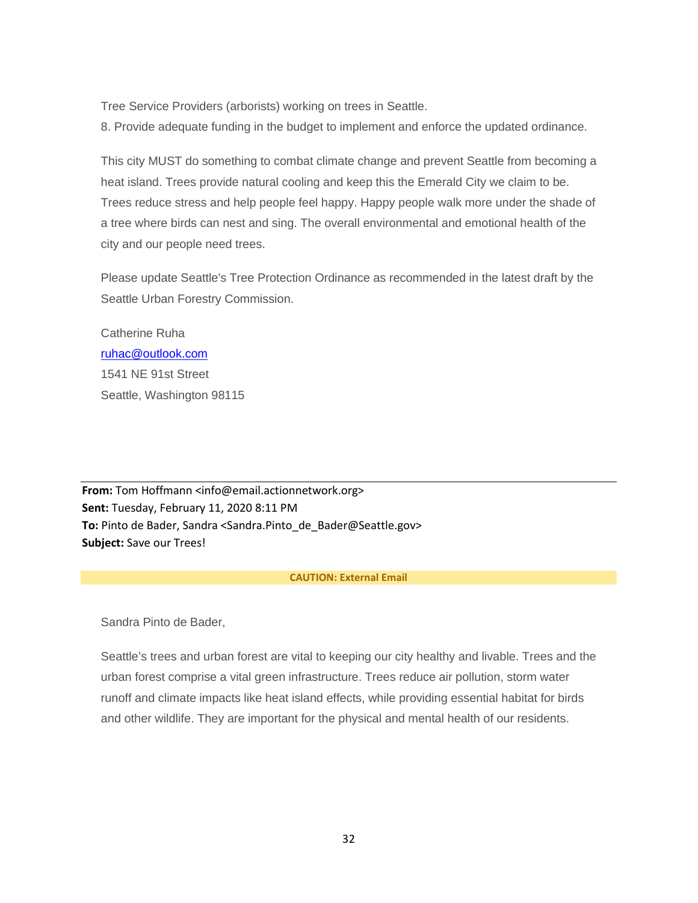Tree Service Providers (arborists) working on trees in Seattle.

8. Provide adequate funding in the budget to implement and enforce the updated ordinance.

This city MUST do something to combat climate change and prevent Seattle from becoming a heat island. Trees provide natural cooling and keep this the Emerald City we claim to be. Trees reduce stress and help people feel happy. Happy people walk more under the shade of a tree where birds can nest and sing. The overall environmental and emotional health of the city and our people need trees.

Please update Seattle's Tree Protection Ordinance as recommended in the latest draft by the Seattle Urban Forestry Commission.

Catherine Ruha
ruhac@outlook.com
1541 NE 91st Street
Seattle, Washington 98115

---

**From:** Tom Hoffmann <info@email.actionnetwork.org>
**Sent:** Tuesday, February 11, 2020 8:11 PM
**To:** Pinto de Bader, Sandra <Sandra.Pinto_de_Bader@Seattle.gov>
**Subject:** Save our Trees!

**CAUTION: External Email**

Sandra Pinto de Bader,

Seattle's trees and urban forest are vital to keeping our city healthy and livable. Trees and the urban forest comprise a vital green infrastructure. Trees reduce air pollution, storm water runoff and climate impacts like heat island effects, while providing essential habitat for birds and other wildlife. They are important for the physical and mental health of our residents.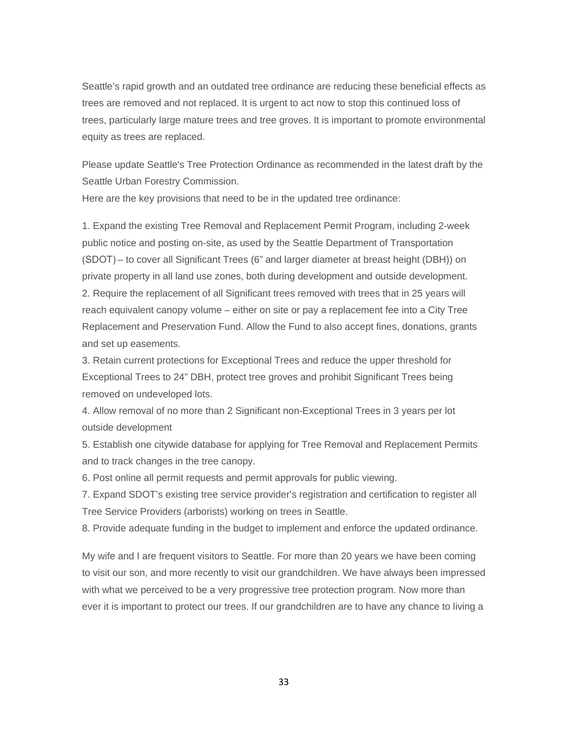Seattle's rapid growth and an outdated tree ordinance are reducing these beneficial effects as trees are removed and not replaced. It is urgent to act now to stop this continued loss of trees, particularly large mature trees and tree groves. It is important to promote environmental equity as trees are replaced.

Please update Seattle's Tree Protection Ordinance as recommended in the latest draft by the Seattle Urban Forestry Commission.

Here are the key provisions that need to be in the updated tree ordinance:

1. Expand the existing Tree Removal and Replacement Permit Program, including 2-week public notice and posting on-site, as used by the Seattle Department of Transportation (SDOT) – to cover all Significant Trees (6" and larger diameter at breast height (DBH)) on private property in all land use zones, both during development and outside development.
2. Require the replacement of all Significant trees removed with trees that in 25 years will reach equivalent canopy volume – either on site or pay a replacement fee into a City Tree Replacement and Preservation Fund. Allow the Fund to also accept fines, donations, grants and set up easements.
3. Retain current protections for Exceptional Trees and reduce the upper threshold for Exceptional Trees to 24" DBH, protect tree groves and prohibit Significant Trees being removed on undeveloped lots.
4. Allow removal of no more than 2 Significant non-Exceptional Trees in 3 years per lot outside development
5. Establish one citywide database for applying for Tree Removal and Replacement Permits and to track changes in the tree canopy.
6. Post online all permit requests and permit approvals for public viewing.
7. Expand SDOT's existing tree service provider's registration and certification to register all Tree Service Providers (arborists) working on trees in Seattle.
8. Provide adequate funding in the budget to implement and enforce the updated ordinance.

My wife and I are frequent visitors to Seattle. For more than 20 years we have been coming to visit our son, and more recently to visit our grandchildren. We have always been impressed with what we perceived to be a very progressive tree protection program. Now more than ever it is important to protect our trees. If our grandchildren are to have any chance to living a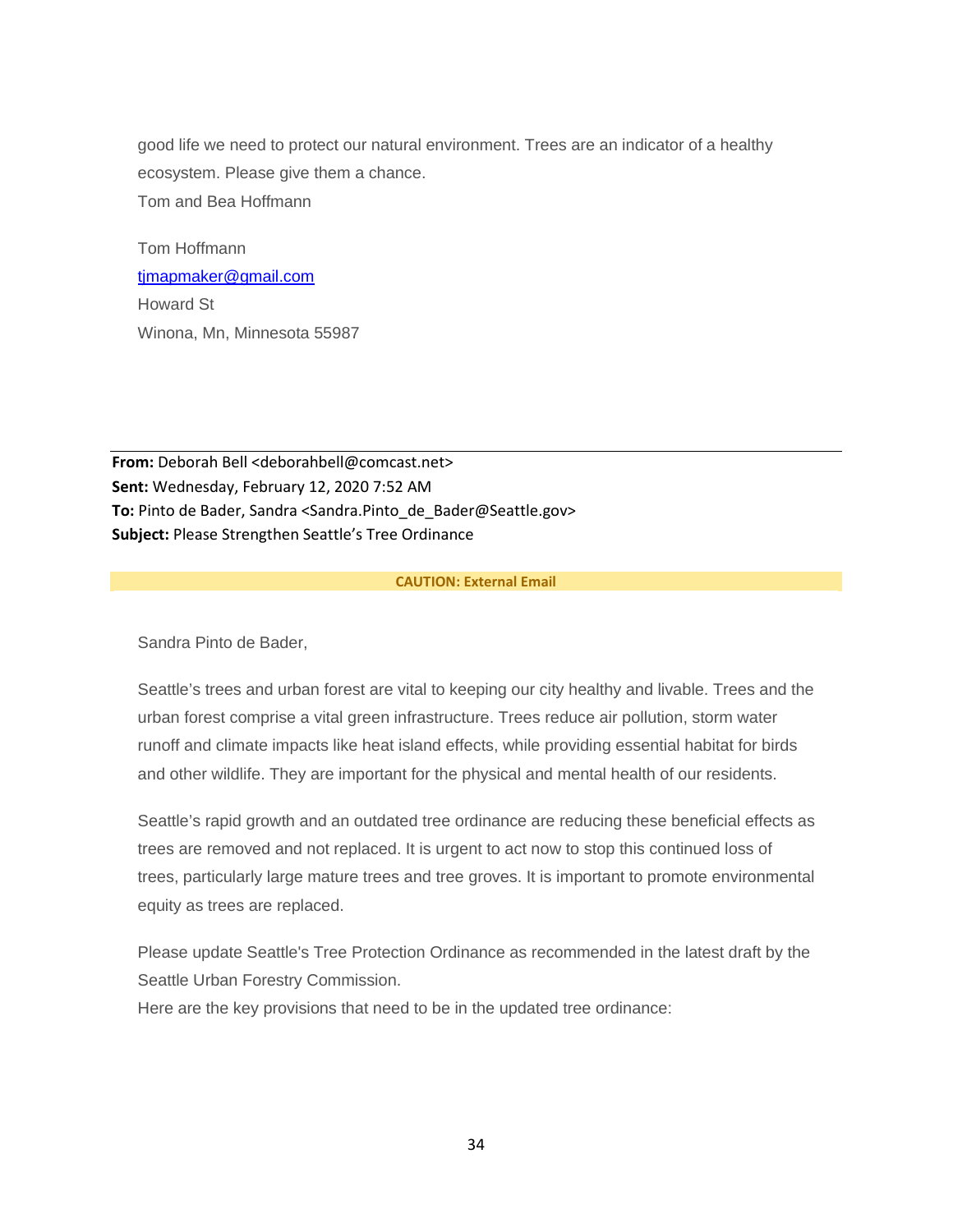good life we need to protect our natural environment. Trees are an indicator of a healthy ecosystem. Please give them a chance.
Tom and Bea Hoffmann

Tom Hoffmann
tjmapmaker@gmail.com
Howard St
Winona, Mn, Minnesota 55987

---

**From:** Deborah Bell <deborahbell@comcast.net>
**Sent:** Wednesday, February 12, 2020 7:52 AM
**To:** Pinto de Bader, Sandra <Sandra.Pinto_de_Bader@Seattle.gov>
**Subject:** Please Strengthen Seattle's Tree Ordinance

**CAUTION: External Email**

Sandra Pinto de Bader,

Seattle's trees and urban forest are vital to keeping our city healthy and livable. Trees and the urban forest comprise a vital green infrastructure. Trees reduce air pollution, storm water runoff and climate impacts like heat island effects, while providing essential habitat for birds and other wildlife. They are important for the physical and mental health of our residents.

Seattle's rapid growth and an outdated tree ordinance are reducing these beneficial effects as trees are removed and not replaced. It is urgent to act now to stop this continued loss of trees, particularly large mature trees and tree groves. It is important to promote environmental equity as trees are replaced.

Please update Seattle's Tree Protection Ordinance as recommended in the latest draft by the Seattle Urban Forestry Commission.
Here are the key provisions that need to be in the updated tree ordinance: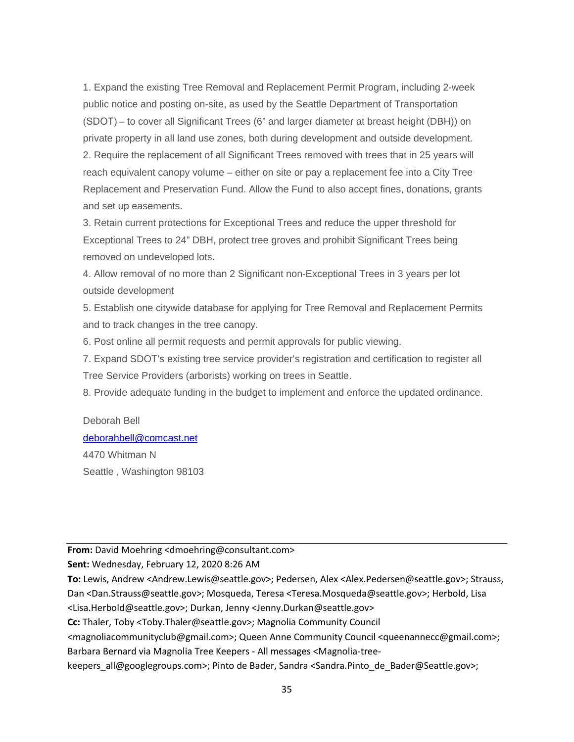1. Expand the existing Tree Removal and Replacement Permit Program, including 2-week public notice and posting on-site, as used by the Seattle Department of Transportation (SDOT) – to cover all Significant Trees (6" and larger diameter at breast height (DBH)) on private property in all land use zones, both during development and outside development.
2. Require the replacement of all Significant Trees removed with trees that in 25 years will reach equivalent canopy volume – either on site or pay a replacement fee into a City Tree Replacement and Preservation Fund. Allow the Fund to also accept fines, donations, grants and set up easements.
3. Retain current protections for Exceptional Trees and reduce the upper threshold for Exceptional Trees to 24" DBH, protect tree groves and prohibit Significant Trees being removed on undeveloped lots.
4. Allow removal of no more than 2 Significant non-Exceptional Trees in 3 years per lot outside development
5. Establish one citywide database for applying for Tree Removal and Replacement Permits and to track changes in the tree canopy.
6. Post online all permit requests and permit approvals for public viewing.
7. Expand SDOT's existing tree service provider's registration and certification to register all Tree Service Providers (arborists) working on trees in Seattle.
8. Provide adequate funding in the budget to implement and enforce the updated ordinance.

Deborah Bell
deborahbell@comcast.net
4470 Whitman N
Seattle , Washington 98103

---

**From:** David Moehring <dmoehring@consultant.com>
**Sent:** Wednesday, February 12, 2020 8:26 AM
**To:** Lewis, Andrew <Andrew.Lewis@seattle.gov>; Pedersen, Alex <Alex.Pedersen@seattle.gov>; Strauss, Dan <Dan.Strauss@seattle.gov>; Mosqueda, Teresa <Teresa.Mosqueda@seattle.gov>; Herbold, Lisa <Lisa.Herbold@seattle.gov>; Durkan, Jenny <Jenny.Durkan@seattle.gov>
**Cc:** Thaler, Toby <Toby.Thaler@seattle.gov>; Magnolia Community Council <magnoliacommunityclub@gmail.com>; Queen Anne Community Council <queenannecc@gmail.com>; Barbara Bernard via Magnolia Tree Keepers - All messages <Magnolia-tree-keepers_all@googlegroups.com>; Pinto de Bader, Sandra <Sandra.Pinto_de_Bader@Seattle.gov>;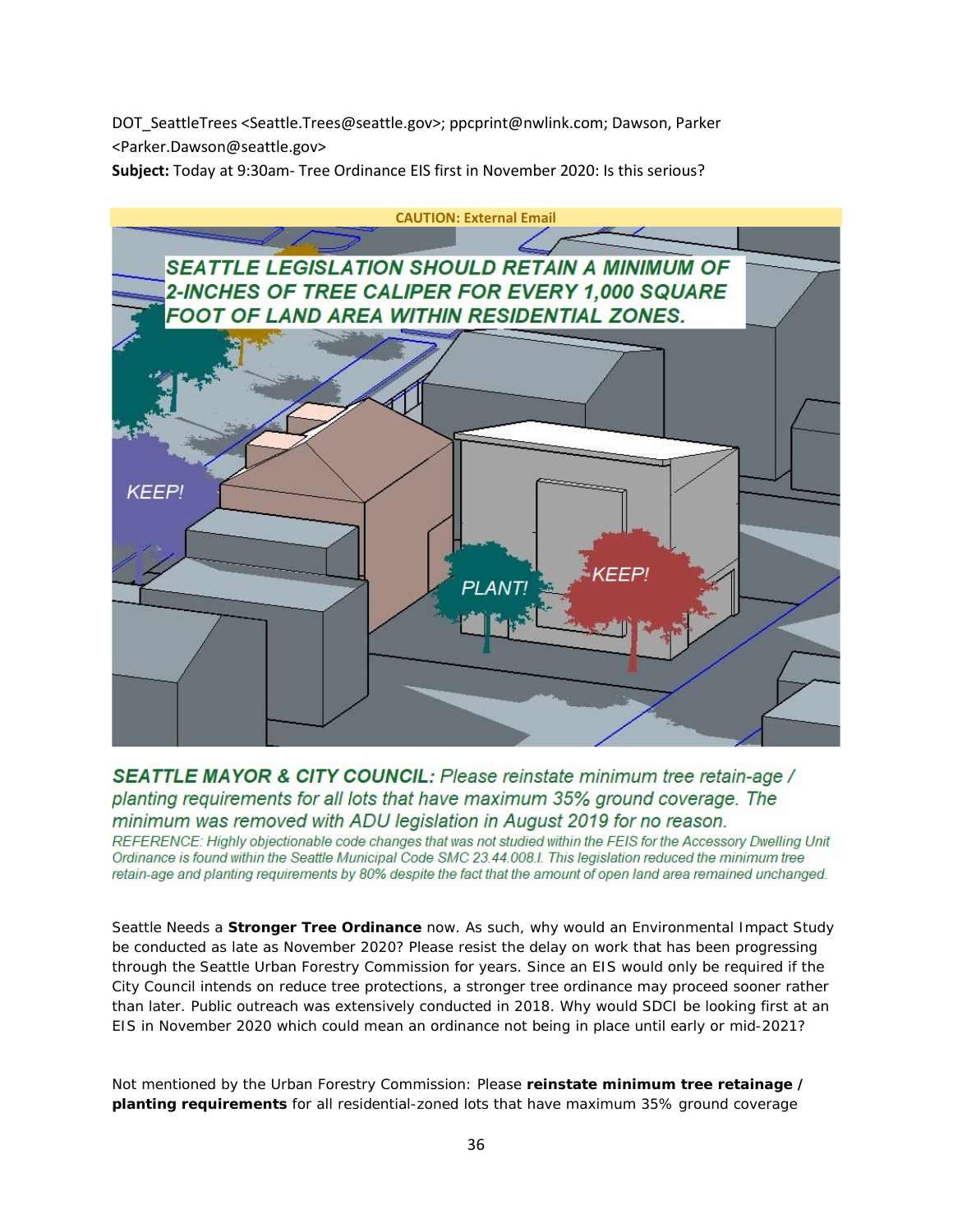DOT_SeattleTrees <Seattle.Trees@seattle.gov>; ppcprint@nwlink.com; Dawson, Parker <Parker.Dawson@seattle.gov>

**Subject:** Today at 9:30am- Tree Ordinance EIS first in November 2020: Is this serious?

**CAUTION: External Email**

SEATTLE LEGISLATION SHOULD RETAIN A MINIMUM OF 2-INCHES OF TREE CALIPER FOR EVERY 1,000 SQUARE FOOT OF LAND AREA WITHIN RESIDENTIAL ZONES.

KEEP! PLANT! KEEP!

**SEATTLE MAYOR & CITY COUNCIL:** *Please reinstate minimum tree retain-age / planting requirements for all lots that have maximum 35% ground coverage. The minimum was removed with ADU legislation in August 2019 for no reason.*

*REFERENCE: Highly objectionable code changes that was not studied within the FEIS for the Accessory Dwelling Unit Ordinance is found within the Seattle Municipal Code SMC 23.44.008.I. This legislation reduced the minimum tree retain-age and planting requirements by 80% despite the fact that the amount of open land area remained unchanged.*

Seattle Needs a **Stronger Tree Ordinance** now. As such, why would an Environmental Impact Study be conducted as late as November 2020? Please resist the delay on work that has been progressing through the Seattle Urban Forestry Commission for years. Since an EIS would only be required if the City Council intends on reduce tree protections, a stronger tree ordinance may proceed sooner rather than later. Public outreach was extensively conducted in 2018. Why would SDCI be looking first at an EIS in November 2020 which could mean an ordinance not being in place until early or mid-2021?

Not mentioned by the Urban Forestry Commission: Please **reinstate minimum tree retainage / planting requirements** for all residential-zoned lots that have maximum 35% ground coverage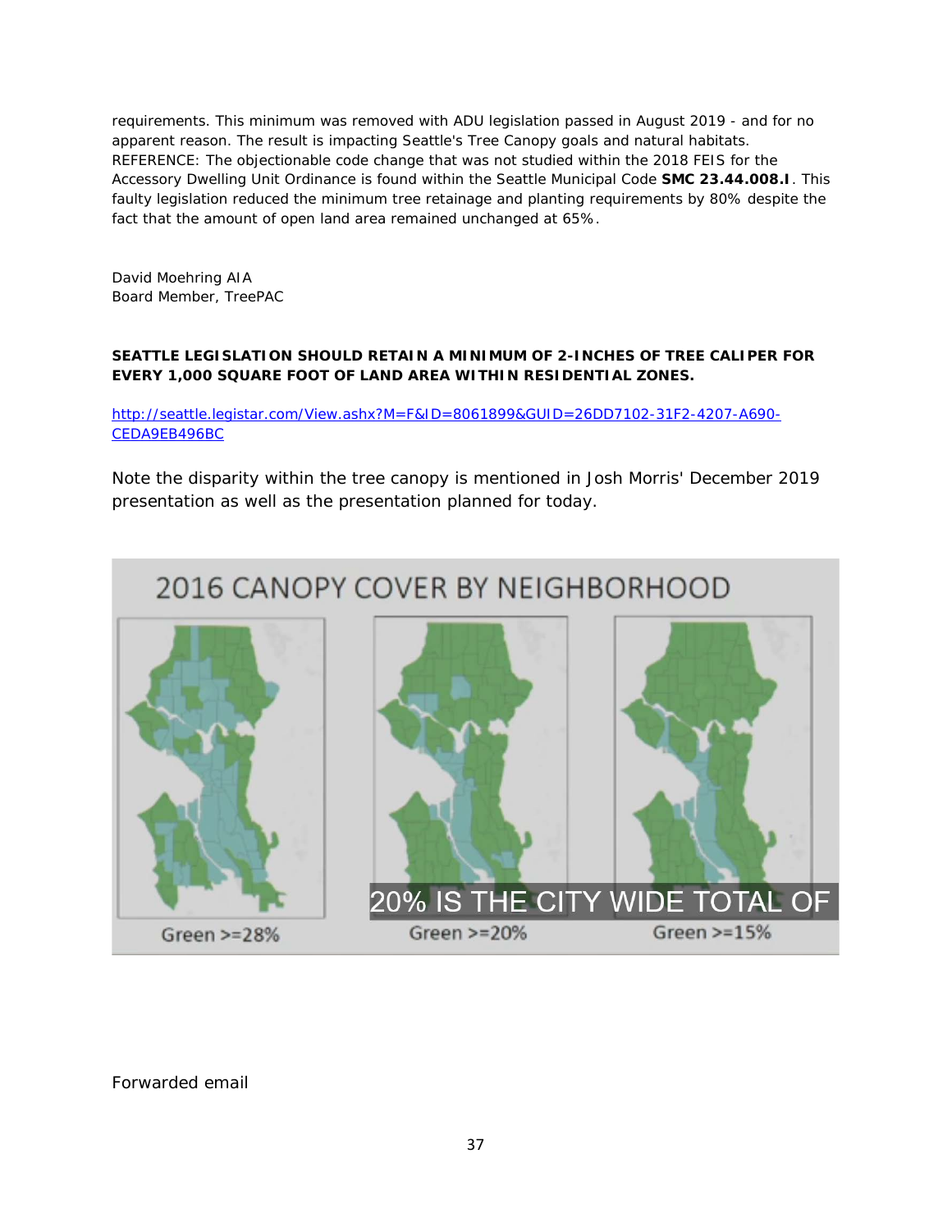requirements. This minimum was removed with ADU legislation passed in August 2019 - and for no apparent reason. The result is impacting Seattle's Tree Canopy goals and natural habitats. REFERENCE: The objectionable code change that was not studied within the 2018 FEIS for the Accessory Dwelling Unit Ordinance is found within the Seattle Municipal Code **SMC 23.44.008.I**. This faulty legislation reduced the minimum tree retainage and planting requirements by 80% despite the fact that the amount of open land area remained unchanged at 65%.

David Moehring AIA
Board Member, TreePAC

**SEATTLE LEGISLATION SHOULD RETAIN A MINIMUM OF 2-INCHES OF TREE CALIPER FOR EVERY 1,000 SQUARE FOOT OF LAND AREA WITHIN RESIDENTIAL ZONES.**

http://seattle.legistar.com/View.ashx?M=F&ID=8061899&GUID=26DD7102-31F2-4207-A690-CEDA9EB496BC

Note the disparity within the tree canopy is mentioned in Josh Morris' December 2019 presentation as well as the presentation planned for today.

2016 CANOPY COVER BY NEIGHBORHOOD

20% IS THE CITY WIDE TOTAL OF

Green >=28% | Green >=20% | Green >=15%

Forwarded email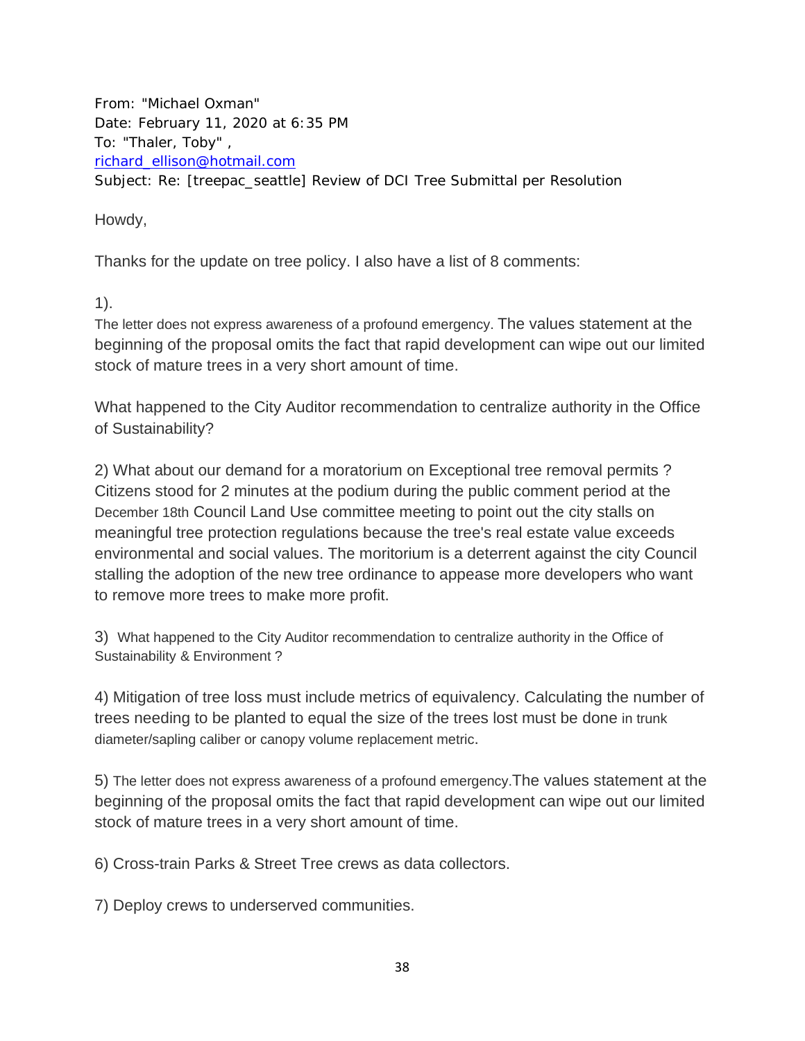From: "Michael Oxman"
Date: February 11, 2020 at 6:35 PM
To: "Thaler, Toby" ,
richard_ellison@hotmail.com
Subject: Re: [treepac_seattle] Review of DCI Tree Submittal per Resolution

Howdy,

Thanks for the update on tree policy. I also have a list of 8 comments:

1).
The letter does not express awareness of a profound emergency. The values statement at the beginning of the proposal omits the fact that rapid development can wipe out our limited stock of mature trees in a very short amount of time.

What happened to the City Auditor recommendation to centralize authority in the Office of Sustainability?

2) What about our demand for a moratorium on Exceptional tree removal permits ? Citizens stood for 2 minutes at the podium during the public comment period at the December 18th Council Land Use committee meeting to point out the city stalls on meaningful tree protection regulations because the tree's real estate value exceeds environmental and social values. The moritorium is a deterrent against the city Council stalling the adoption of the new tree ordinance to appease more developers who want to remove more trees to make more profit.

3) What happened to the City Auditor recommendation to centralize authority in the Office of Sustainability & Environment ?

4) Mitigation of tree loss must include metrics of equivalency. Calculating the number of trees needing to be planted to equal the size of the trees lost must be done in trunk diameter/sapling caliber or canopy volume replacement metric.

5) The letter does not express awareness of a profound emergency.The values statement at the beginning of the proposal omits the fact that rapid development can wipe out our limited stock of mature trees in a very short amount of time.

6) Cross-train Parks & Street Tree crews as data collectors.

7) Deploy crews to underserved communities.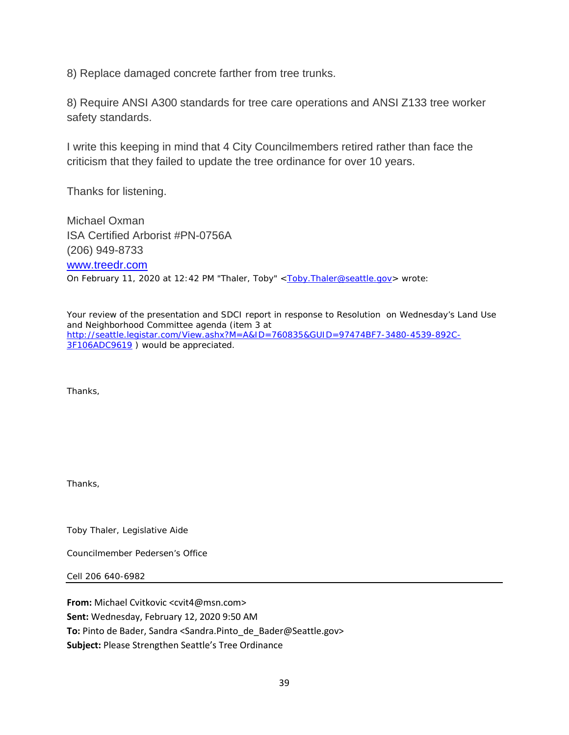8) Replace damaged concrete farther from tree trunks.

8) Require ANSI A300 standards for tree care operations and ANSI Z133 tree worker safety standards.

I write this keeping in mind that 4 City Councilmembers retired rather than face the criticism that they failed to update the tree ordinance for over 10 years.

Thanks for listening.

Michael Oxman
ISA Certified Arborist #PN-0756A
(206) 949-8733
[www.treedr.com](www.treedr.com)
On February 11, 2020 at 12:42 PM "Thaler, Toby" <[Toby.Thaler@seattle.gov](mailto:Toby.Thaler@seattle.gov)> wrote:

Your review of the presentation and SDCI report in response to Resolution on Wednesday's Land Use and Neighborhood Committee agenda (item 3 at [http://seattle.legistar.com/View.ashx?M=A&ID=760835&GUID=97474BF7-3480-4539-892C-3F106ADC9619](http://seattle.legistar.com/View.ashx?M=A&ID=760835&GUID=97474BF7-3480-4539-892C-3F106ADC9619) ) would be appreciated.

Thanks,

Thanks,

Toby Thaler, Legislative Aide

Councilmember Pedersen's Office

Cell 206 640-6982

---

**From:** Michael Cvitkovic <cvit4@msn.com>
**Sent:** Wednesday, February 12, 2020 9:50 AM
**To:** Pinto de Bader, Sandra <Sandra.Pinto_de_Bader@Seattle.gov>
**Subject:** Please Strengthen Seattle's Tree Ordinance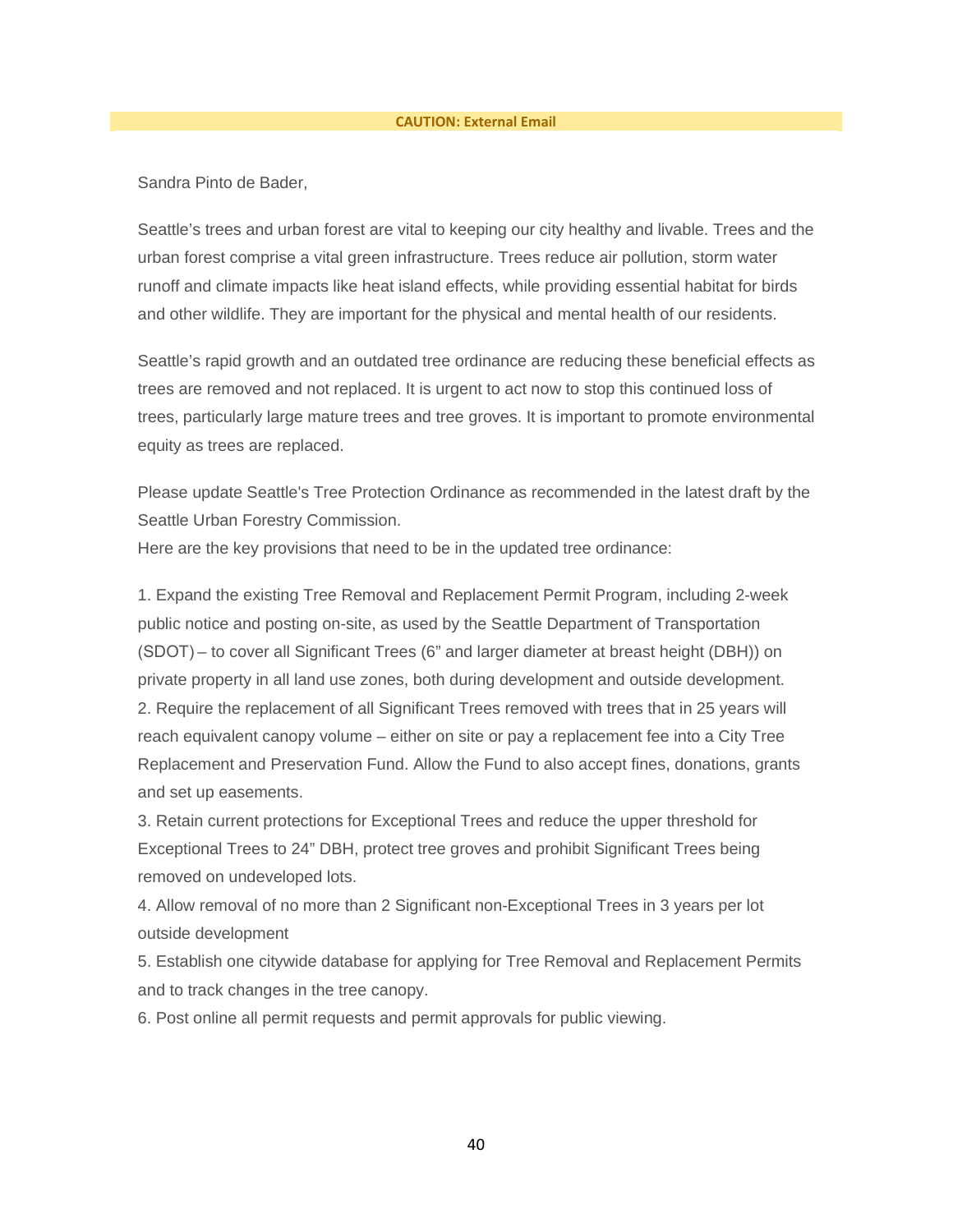**CAUTION: External Email**

Sandra Pinto de Bader,

Seattle's trees and urban forest are vital to keeping our city healthy and livable. Trees and the urban forest comprise a vital green infrastructure. Trees reduce air pollution, storm water runoff and climate impacts like heat island effects, while providing essential habitat for birds and other wildlife. They are important for the physical and mental health of our residents.

Seattle's rapid growth and an outdated tree ordinance are reducing these beneficial effects as trees are removed and not replaced. It is urgent to act now to stop this continued loss of trees, particularly large mature trees and tree groves. It is important to promote environmental equity as trees are replaced.

Please update Seattle's Tree Protection Ordinance as recommended in the latest draft by the Seattle Urban Forestry Commission.
Here are the key provisions that need to be in the updated tree ordinance:

1. Expand the existing Tree Removal and Replacement Permit Program, including 2-week public notice and posting on-site, as used by the Seattle Department of Transportation (SDOT) – to cover all Significant Trees (6" and larger diameter at breast height (DBH)) on private property in all land use zones, both during development and outside development.
2. Require the replacement of all Significant Trees removed with trees that in 25 years will reach equivalent canopy volume – either on site or pay a replacement fee into a City Tree Replacement and Preservation Fund. Allow the Fund to also accept fines, donations, grants and set up easements.
3. Retain current protections for Exceptional Trees and reduce the upper threshold for Exceptional Trees to 24" DBH, protect tree groves and prohibit Significant Trees being removed on undeveloped lots.
4. Allow removal of no more than 2 Significant non-Exceptional Trees in 3 years per lot outside development
5. Establish one citywide database for applying for Tree Removal and Replacement Permits and to track changes in the tree canopy.
6. Post online all permit requests and permit approvals for public viewing.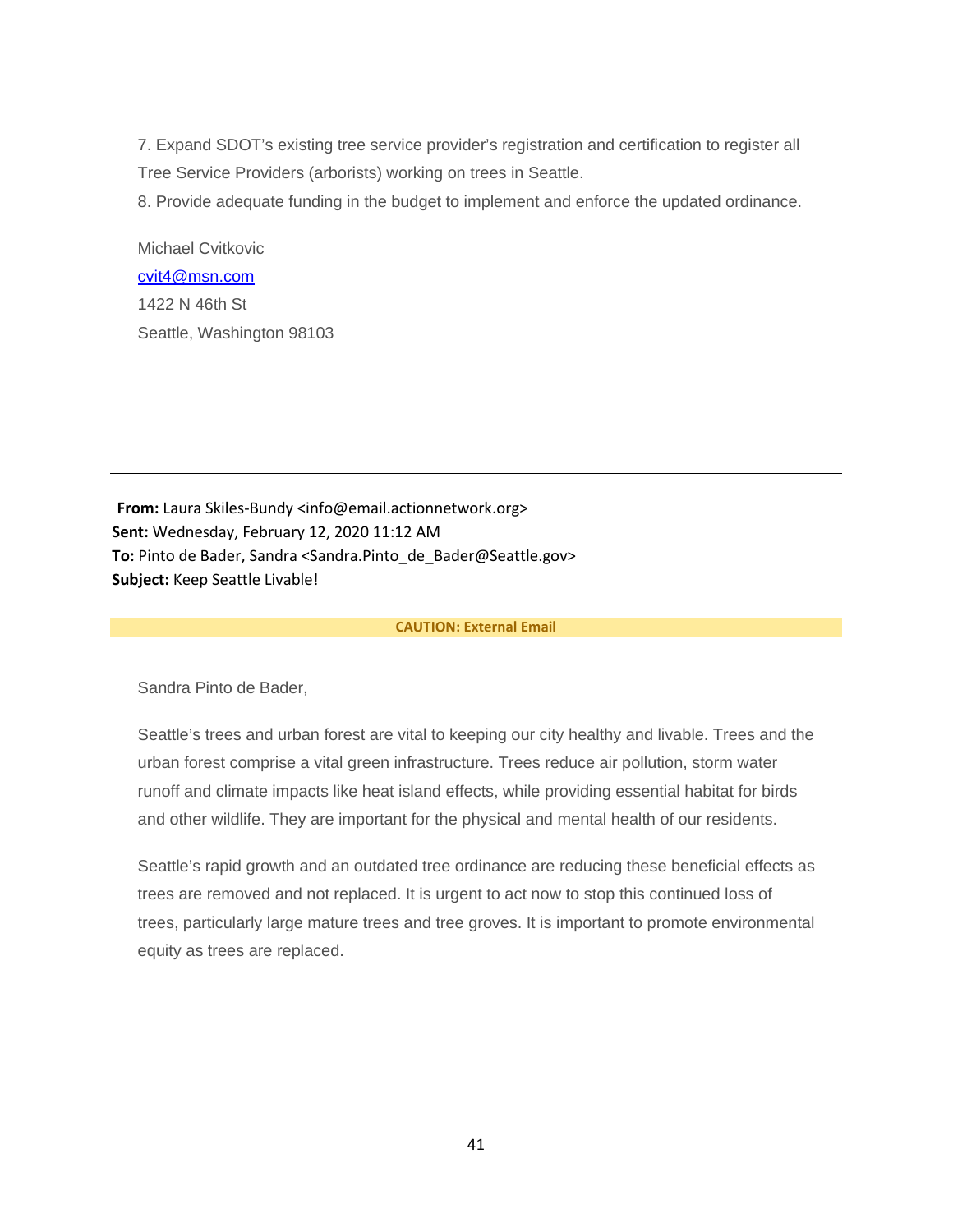7. Expand SDOT's existing tree service provider's registration and certification to register all Tree Service Providers (arborists) working on trees in Seattle.
8. Provide adequate funding in the budget to implement and enforce the updated ordinance.

Michael Cvitkovic
cvit4@msn.com
1422 N 46th St
Seattle, Washington 98103

---

**From:** Laura Skiles-Bundy <info@email.actionnetwork.org>
**Sent:** Wednesday, February 12, 2020 11:12 AM
**To:** Pinto de Bader, Sandra <Sandra.Pinto_de_Bader@Seattle.gov>
**Subject:** Keep Seattle Livable!

**CAUTION: External Email**

Sandra Pinto de Bader,

Seattle's trees and urban forest are vital to keeping our city healthy and livable. Trees and the urban forest comprise a vital green infrastructure. Trees reduce air pollution, storm water runoff and climate impacts like heat island effects, while providing essential habitat for birds and other wildlife. They are important for the physical and mental health of our residents.

Seattle's rapid growth and an outdated tree ordinance are reducing these beneficial effects as trees are removed and not replaced. It is urgent to act now to stop this continued loss of trees, particularly large mature trees and tree groves. It is important to promote environmental equity as trees are replaced.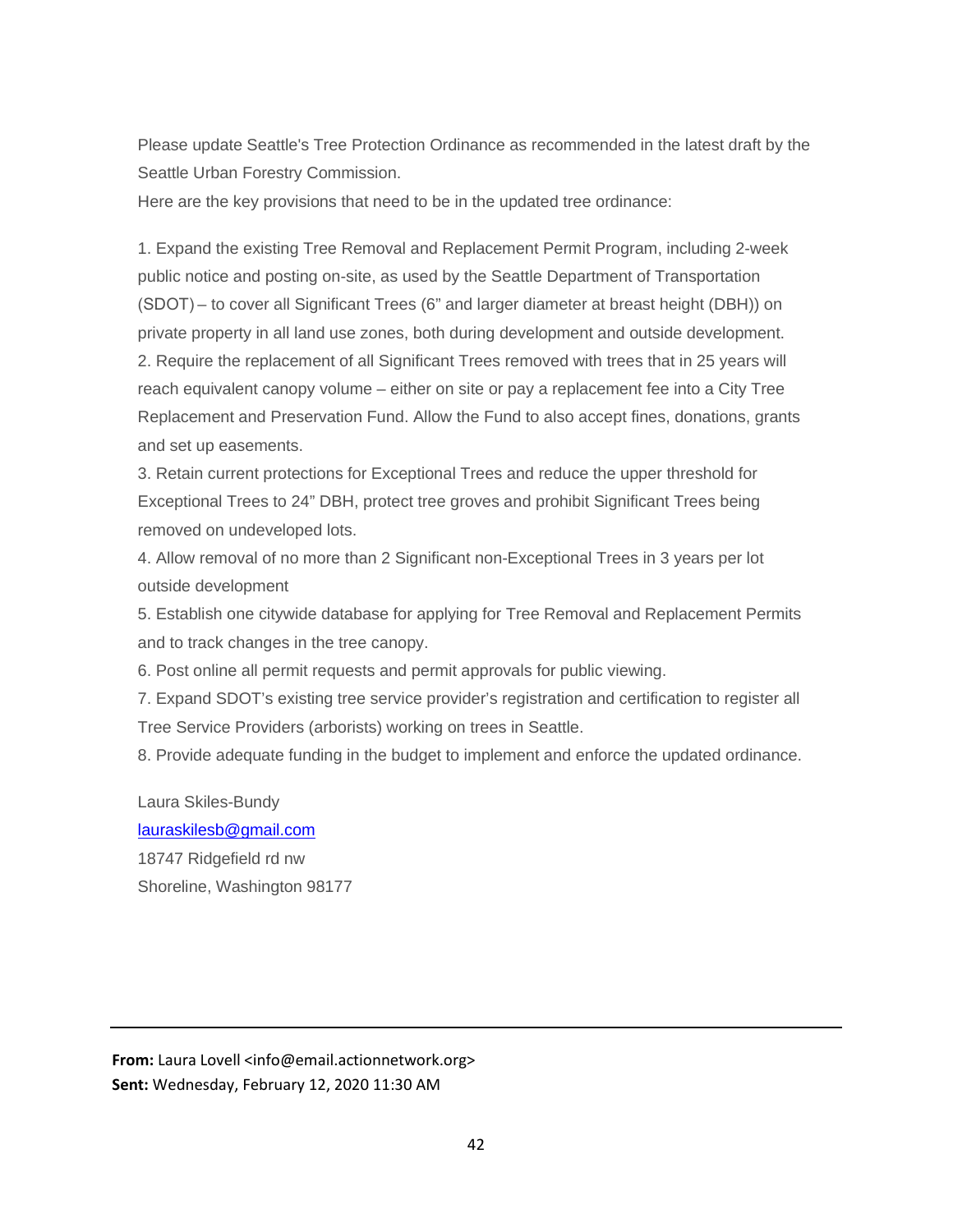Please update Seattle's Tree Protection Ordinance as recommended in the latest draft by the Seattle Urban Forestry Commission.

Here are the key provisions that need to be in the updated tree ordinance:

1. Expand the existing Tree Removal and Replacement Permit Program, including 2-week public notice and posting on-site, as used by the Seattle Department of Transportation (SDOT) – to cover all Significant Trees (6" and larger diameter at breast height (DBH)) on private property in all land use zones, both during development and outside development.
2. Require the replacement of all Significant Trees removed with trees that in 25 years will reach equivalent canopy volume – either on site or pay a replacement fee into a City Tree Replacement and Preservation Fund. Allow the Fund to also accept fines, donations, grants and set up easements.
3. Retain current protections for Exceptional Trees and reduce the upper threshold for Exceptional Trees to 24" DBH, protect tree groves and prohibit Significant Trees being removed on undeveloped lots.
4. Allow removal of no more than 2 Significant non-Exceptional Trees in 3 years per lot outside development
5. Establish one citywide database for applying for Tree Removal and Replacement Permits and to track changes in the tree canopy.
6. Post online all permit requests and permit approvals for public viewing.
7. Expand SDOT's existing tree service provider's registration and certification to register all Tree Service Providers (arborists) working on trees in Seattle.
8. Provide adequate funding in the budget to implement and enforce the updated ordinance.

Laura Skiles-Bundy
lauraskilesb@gmail.com
18747 Ridgefield rd nw
Shoreline, Washington 98177

---

**From:** Laura Lovell <info@email.actionnetwork.org>
**Sent:** Wednesday, February 12, 2020 11:30 AM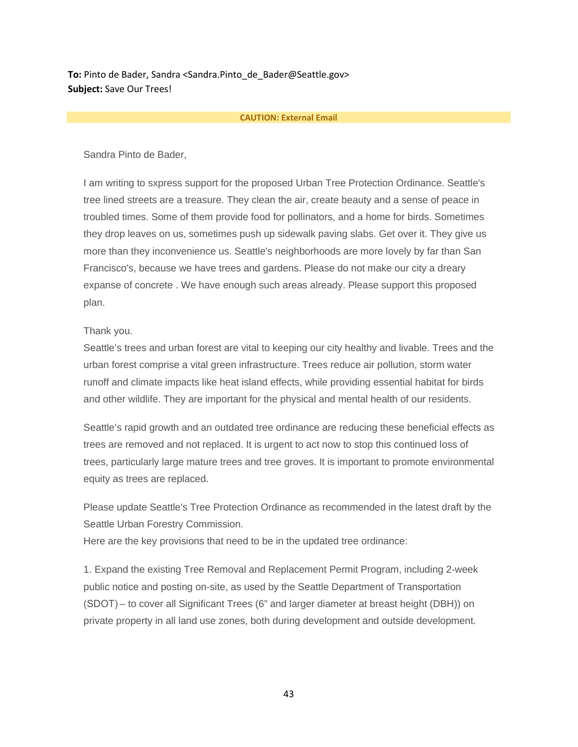**To:** Pinto de Bader, Sandra <Sandra.Pinto_de_Bader@Seattle.gov>
**Subject:** Save Our Trees!

**CAUTION: External Email**

Sandra Pinto de Bader,

I am writing to sxpress support for the proposed Urban Tree Protection Ordinance. Seattle's tree lined streets are a treasure. They clean the air, create beauty and a sense of peace in troubled times. Some of them provide food for pollinators, and a home for birds. Sometimes they drop leaves on us, sometimes push up sidewalk paving slabs. Get over it. They give us more than they inconvenience us. Seattle's neighborhoods are more lovely by far than San Francisco's, because we have trees and gardens. Please do not make our city a dreary expanse of concrete . We have enough such areas already. Please support this proposed plan.

Thank you.
Seattle's trees and urban forest are vital to keeping our city healthy and livable. Trees and the urban forest comprise a vital green infrastructure. Trees reduce air pollution, storm water runoff and climate impacts like heat island effects, while providing essential habitat for birds and other wildlife. They are important for the physical and mental health of our residents.

Seattle's rapid growth and an outdated tree ordinance are reducing these beneficial effects as trees are removed and not replaced. It is urgent to act now to stop this continued loss of trees, particularly large mature trees and tree groves. It is important to promote environmental equity as trees are replaced.

Please update Seattle's Tree Protection Ordinance as recommended in the latest draft by the Seattle Urban Forestry Commission.
Here are the key provisions that need to be in the updated tree ordinance:

1. Expand the existing Tree Removal and Replacement Permit Program, including 2-week public notice and posting on-site, as used by the Seattle Department of Transportation (SDOT) – to cover all Significant Trees (6" and larger diameter at breast height (DBH)) on private property in all land use zones, both during development and outside development.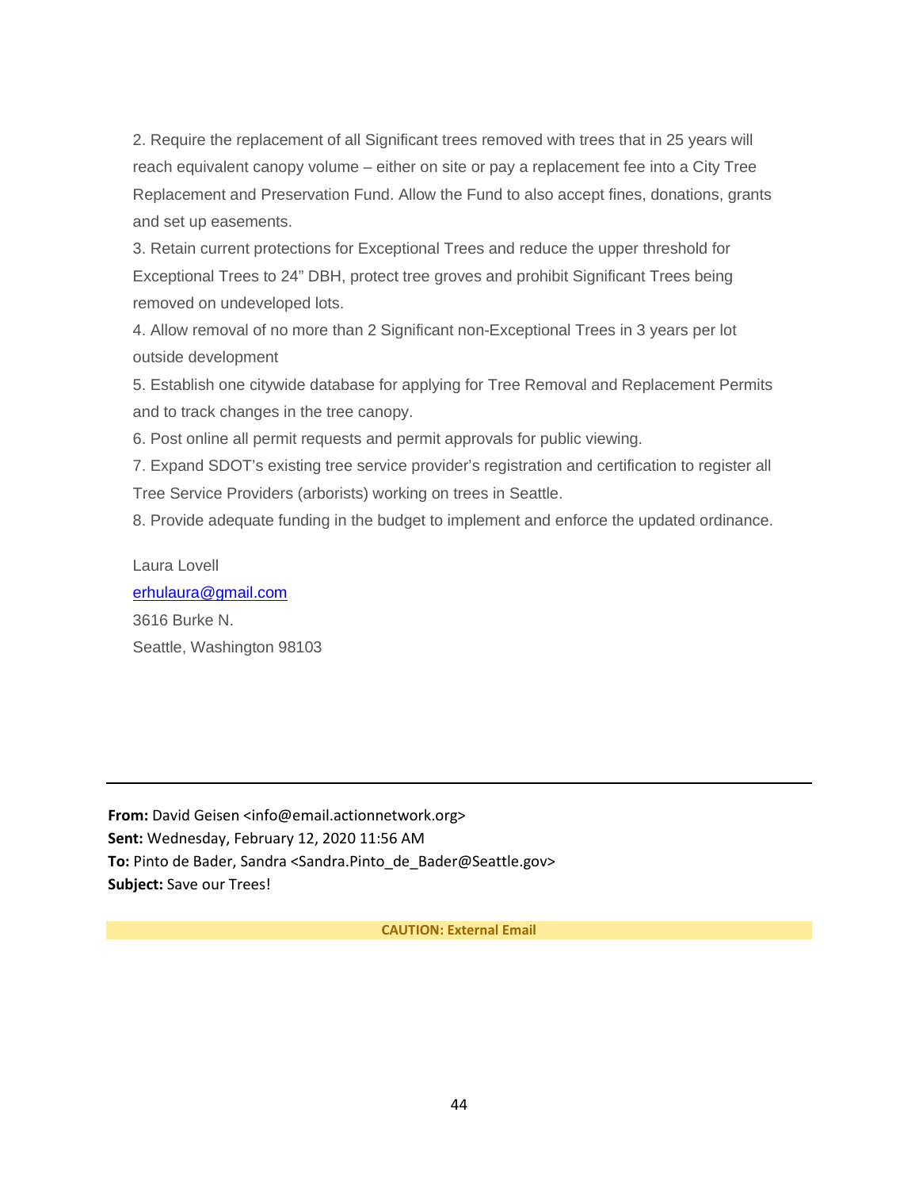2. Require the replacement of all Significant trees removed with trees that in 25 years will reach equivalent canopy volume – either on site or pay a replacement fee into a City Tree Replacement and Preservation Fund. Allow the Fund to also accept fines, donations, grants and set up easements.

3. Retain current protections for Exceptional Trees and reduce the upper threshold for Exceptional Trees to 24" DBH, protect tree groves and prohibit Significant Trees being removed on undeveloped lots.

4. Allow removal of no more than 2 Significant non-Exceptional Trees in 3 years per lot outside development

5. Establish one citywide database for applying for Tree Removal and Replacement Permits and to track changes in the tree canopy.

6. Post online all permit requests and permit approvals for public viewing.

7. Expand SDOT's existing tree service provider's registration and certification to register all Tree Service Providers (arborists) working on trees in Seattle.

8. Provide adequate funding in the budget to implement and enforce the updated ordinance.

Laura Lovell
erhulaura@gmail.com
3616 Burke N.
Seattle, Washington 98103

---

**From:** David Geisen <info@email.actionnetwork.org>
**Sent:** Wednesday, February 12, 2020 11:56 AM
**To:** Pinto de Bader, Sandra <Sandra.Pinto_de_Bader@Seattle.gov>
**Subject:** Save our Trees!

**CAUTION: External Email**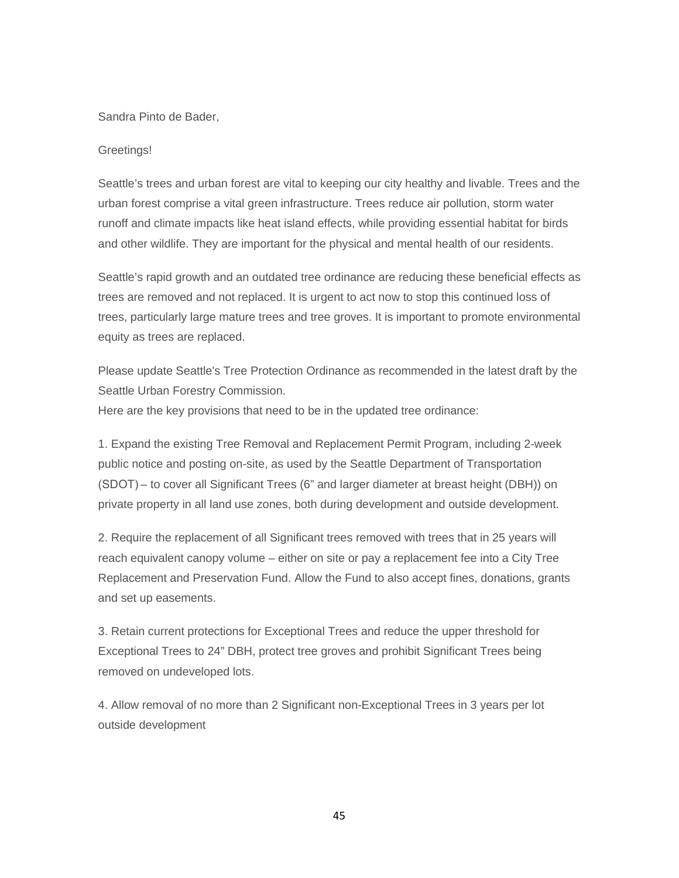Sandra Pinto de Bader,

Greetings!

Seattle's trees and urban forest are vital to keeping our city healthy and livable. Trees and the urban forest comprise a vital green infrastructure. Trees reduce air pollution, storm water runoff and climate impacts like heat island effects, while providing essential habitat for birds and other wildlife. They are important for the physical and mental health of our residents.

Seattle's rapid growth and an outdated tree ordinance are reducing these beneficial effects as trees are removed and not replaced. It is urgent to act now to stop this continued loss of trees, particularly large mature trees and tree groves. It is important to promote environmental equity as trees are replaced.

Please update Seattle's Tree Protection Ordinance as recommended in the latest draft by the Seattle Urban Forestry Commission.
Here are the key provisions that need to be in the updated tree ordinance:

1. Expand the existing Tree Removal and Replacement Permit Program, including 2-week public notice and posting on-site, as used by the Seattle Department of Transportation (SDOT) – to cover all Significant Trees (6" and larger diameter at breast height (DBH)) on private property in all land use zones, both during development and outside development.

2. Require the replacement of all Significant trees removed with trees that in 25 years will reach equivalent canopy volume – either on site or pay a replacement fee into a City Tree Replacement and Preservation Fund. Allow the Fund to also accept fines, donations, grants and set up easements.

3. Retain current protections for Exceptional Trees and reduce the upper threshold for Exceptional Trees to 24" DBH, protect tree groves and prohibit Significant Trees being removed on undeveloped lots.

4. Allow removal of no more than 2 Significant non-Exceptional Trees in 3 years per lot outside development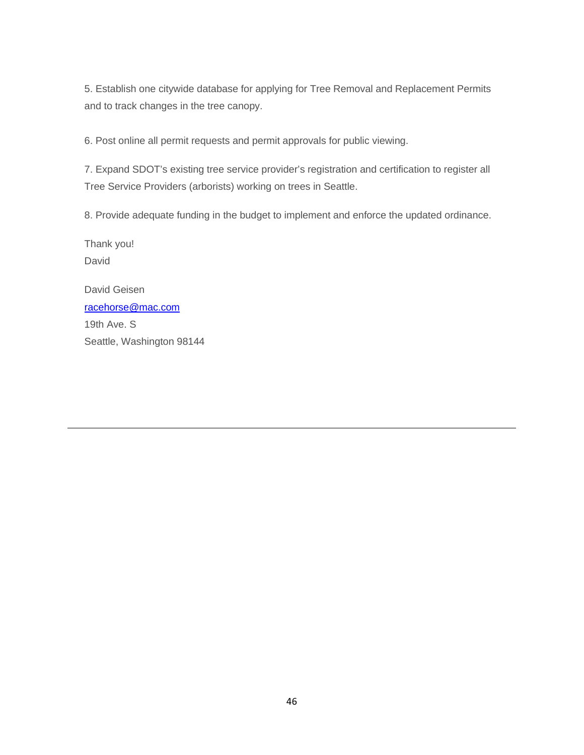5. Establish one citywide database for applying for Tree Removal and Replacement Permits and to track changes in the tree canopy.

6. Post online all permit requests and permit approvals for public viewing.

7. Expand SDOT's existing tree service provider's registration and certification to register all Tree Service Providers (arborists) working on trees in Seattle.

8. Provide adequate funding in the budget to implement and enforce the updated ordinance.

Thank you!
David

David Geisen
racehorse@mac.com
19th Ave. S
Seattle, Washington 98144

---